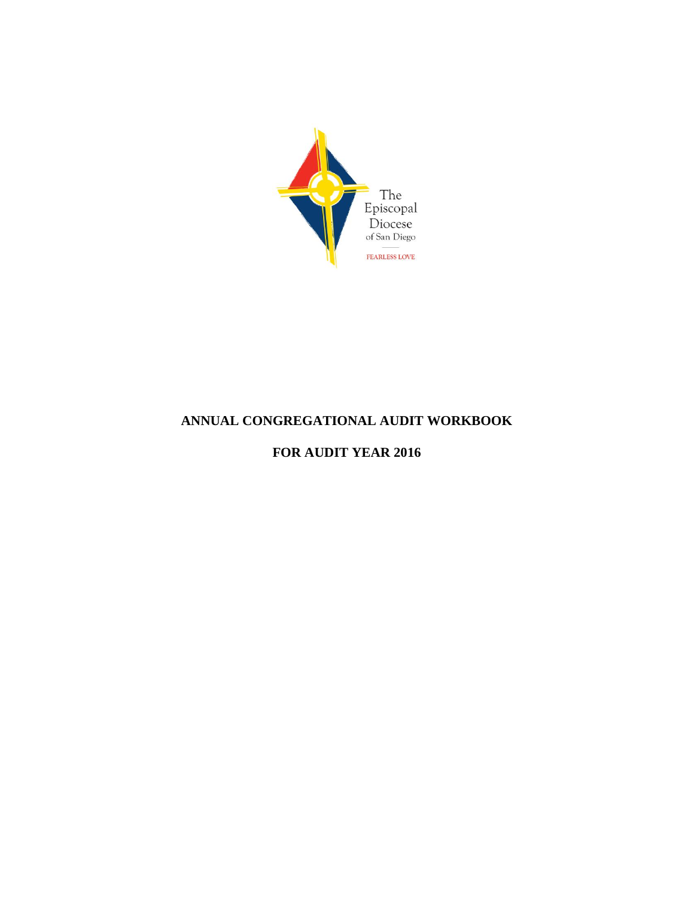The Episcopal Diocese of San Diego

FEARLESS LOVE

# ANNUAL CONGREGATIONAL AUDIT WORKBOOK

## FOR AUDIT YEAR 2016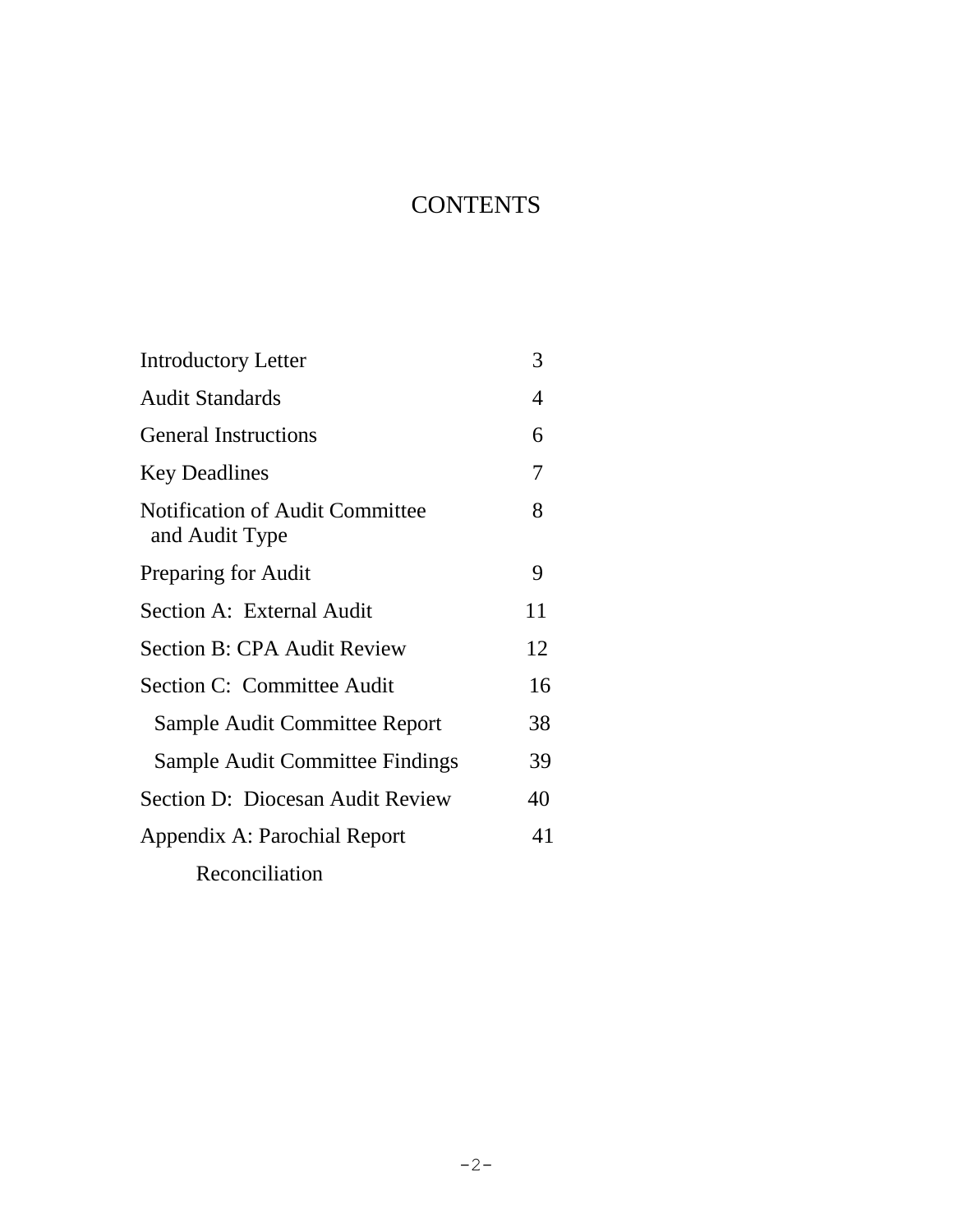# CONTENTS

| | |
|---|---|
| Introductory Letter | 3 |
| Audit Standards | 4 |
| General Instructions | 6 |
| Key Deadlines | 7 |
| Notification of Audit Committee and Audit Type | 8 |
| Preparing for Audit | 9 |
| Section A: External Audit | 11 |
| Section B: CPA Audit Review | 12 |
| Section C: Committee Audit | 16 |
| Sample Audit Committee Report | 38 |
| Sample Audit Committee Findings | 39 |
| Section D: Diocesan Audit Review | 40 |
| Appendix A: Parochial Report Reconciliation | 41 |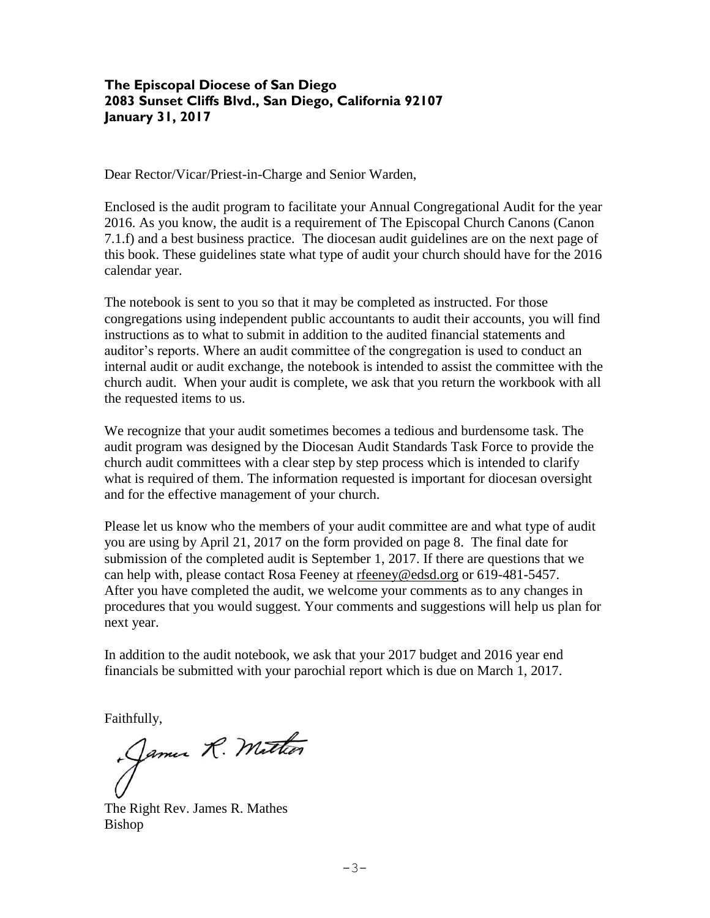**The Episcopal Diocese of San Diego**
**2083 Sunset Cliffs Blvd., San Diego, California 92107**
**January 31, 2017**

Dear Rector/Vicar/Priest-in-Charge and Senior Warden,

Enclosed is the audit program to facilitate your Annual Congregational Audit for the year 2016. As you know, the audit is a requirement of The Episcopal Church Canons (Canon 7.1.f) and a best business practice. The diocesan audit guidelines are on the next page of this book. These guidelines state what type of audit your church should have for the 2016 calendar year.

The notebook is sent to you so that it may be completed as instructed. For those congregations using independent public accountants to audit their accounts, you will find instructions as to what to submit in addition to the audited financial statements and auditor's reports. Where an audit committee of the congregation is used to conduct an internal audit or audit exchange, the notebook is intended to assist the committee with the church audit. When your audit is complete, we ask that you return the workbook with all the requested items to us.

We recognize that your audit sometimes becomes a tedious and burdensome task. The audit program was designed by the Diocesan Audit Standards Task Force to provide the church audit committees with a clear step by step process which is intended to clarify what is required of them. The information requested is important for diocesan oversight and for the effective management of your church.

Please let us know who the members of your audit committee are and what type of audit you are using by April 21, 2017 on the form provided on page 8. The final date for submission of the completed audit is September 1, 2017. If there are questions that we can help with, please contact Rosa Feeney at rfeeney@edsd.org or 619-481-5457. After you have completed the audit, we welcome your comments as to any changes in procedures that you would suggest. Your comments and suggestions will help us plan for next year.

In addition to the audit notebook, we ask that your 2017 budget and 2016 year end financials be submitted with your parochial report which is due on March 1, 2017.

Faithfully,

James R. Mathes

The Right Rev. James R. Mathes
Bishop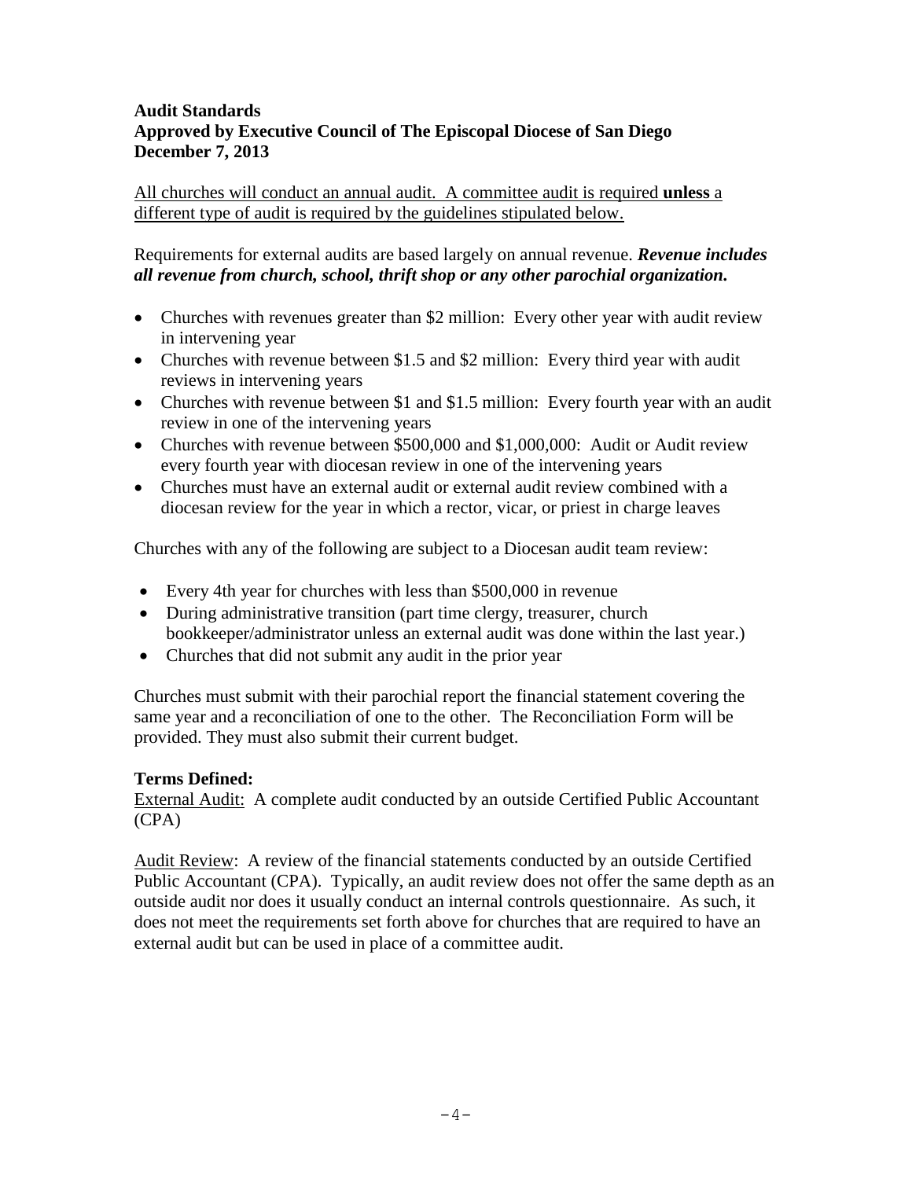**Audit Standards**
**Approved by Executive Council of The Episcopal Diocese of San Diego**
**December 7, 2013**

<u>All churches will conduct an annual audit. A committee audit is required **unless** a different type of audit is required by the guidelines stipulated below.</u>

Requirements for external audits are based largely on annual revenue. ***Revenue includes all revenue from church, school, thrift shop or any other parochial organization.***

- Churches with revenues greater than $2 million: Every other year with audit review in intervening year
- Churches with revenue between $1.5 and $2 million: Every third year with audit reviews in intervening years
- Churches with revenue between $1 and $1.5 million: Every fourth year with an audit review in one of the intervening years
- Churches with revenue between $500,000 and $1,000,000: Audit or Audit review every fourth year with diocesan review in one of the intervening years
- Churches must have an external audit or external audit review combined with a diocesan review for the year in which a rector, vicar, or priest in charge leaves

Churches with any of the following are subject to a Diocesan audit team review:

- Every 4th year for churches with less than $500,000 in revenue
- During administrative transition (part time clergy, treasurer, church bookkeeper/administrator unless an external audit was done within the last year.)
- Churches that did not submit any audit in the prior year

Churches must submit with their parochial report the financial statement covering the same year and a reconciliation of one to the other. The Reconciliation Form will be provided. They must also submit their current budget.

**Terms Defined:**

<u>External Audit:</u> A complete audit conducted by an outside Certified Public Accountant (CPA)

<u>Audit Review</u>: A review of the financial statements conducted by an outside Certified Public Accountant (CPA). Typically, an audit review does not offer the same depth as an outside audit nor does it usually conduct an internal controls questionnaire. As such, it does not meet the requirements set forth above for churches that are required to have an external audit but can be used in place of a committee audit.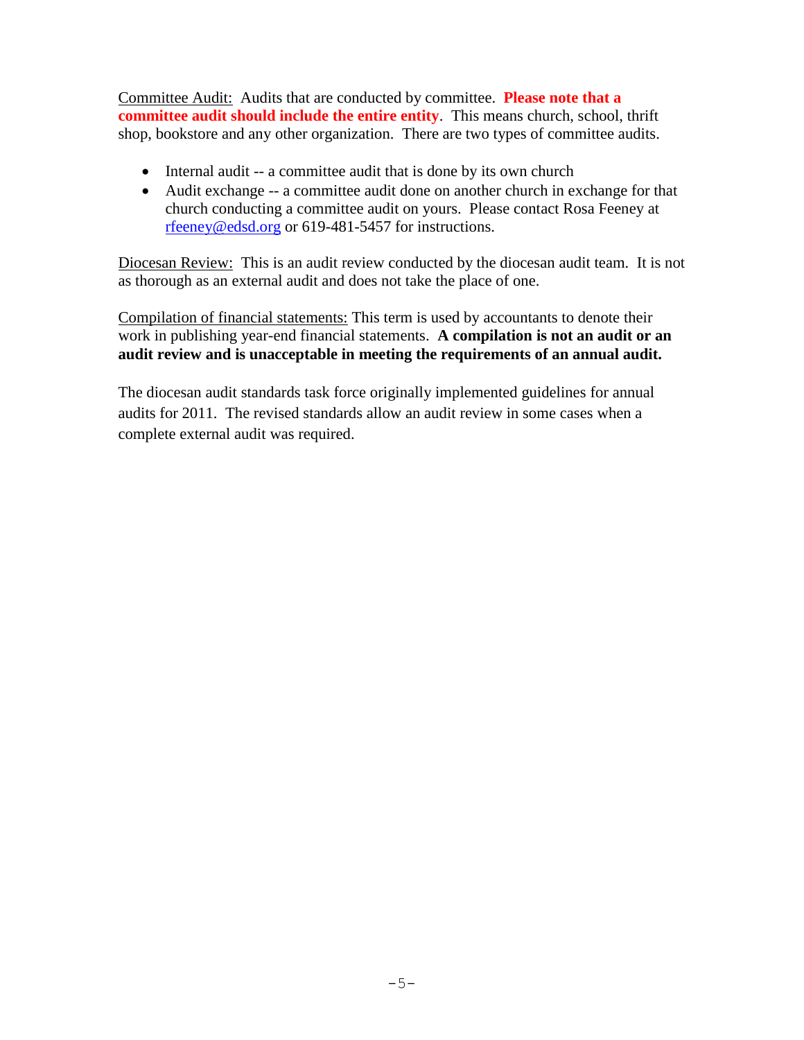Committee Audit: Audits that are conducted by committee. **Please note that a committee audit should include the entire entity**. This means church, school, thrift shop, bookstore and any other organization. There are two types of committee audits.

- Internal audit -- a committee audit that is done by its own church
- Audit exchange -- a committee audit done on another church in exchange for that church conducting a committee audit on yours. Please contact Rosa Feeney at rfeeney@edsd.org or 619-481-5457 for instructions.

Diocesan Review: This is an audit review conducted by the diocesan audit team. It is not as thorough as an external audit and does not take the place of one.

Compilation of financial statements: This term is used by accountants to denote their work in publishing year-end financial statements. **A compilation is not an audit or an audit review and is unacceptable in meeting the requirements of an annual audit.**

The diocesan audit standards task force originally implemented guidelines for annual audits for 2011. The revised standards allow an audit review in some cases when a complete external audit was required.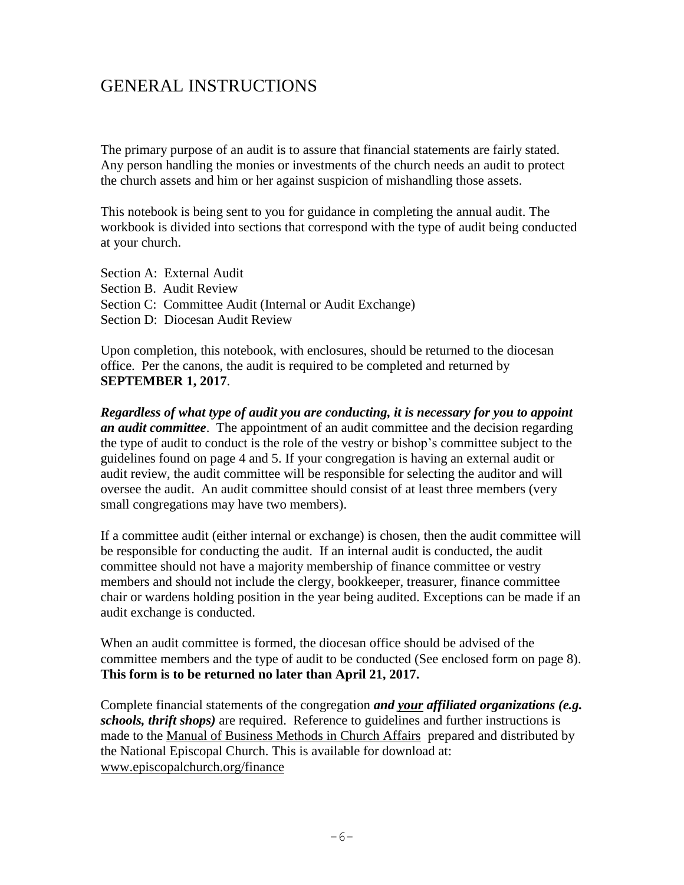# GENERAL INSTRUCTIONS

The primary purpose of an audit is to assure that financial statements are fairly stated. Any person handling the monies or investments of the church needs an audit to protect the church assets and him or her against suspicion of mishandling those assets.

This notebook is being sent to you for guidance in completing the annual audit. The workbook is divided into sections that correspond with the type of audit being conducted at your church.

Section A: External Audit
Section B. Audit Review
Section C: Committee Audit (Internal or Audit Exchange)
Section D: Diocesan Audit Review

Upon completion, this notebook, with enclosures, should be returned to the diocesan office. Per the canons, the audit is required to be completed and returned by **SEPTEMBER 1, 2017**.

***Regardless of what type of audit you are conducting, it is necessary for you to appoint an audit committee***. The appointment of an audit committee and the decision regarding the type of audit to conduct is the role of the vestry or bishop's committee subject to the guidelines found on page 4 and 5. If your congregation is having an external audit or audit review, the audit committee will be responsible for selecting the auditor and will oversee the audit. An audit committee should consist of at least three members (very small congregations may have two members).

If a committee audit (either internal or exchange) is chosen, then the audit committee will be responsible for conducting the audit. If an internal audit is conducted, the audit committee should not have a majority membership of finance committee or vestry members and should not include the clergy, bookkeeper, treasurer, finance committee chair or wardens holding position in the year being audited. Exceptions can be made if an audit exchange is conducted.

When an audit committee is formed, the diocesan office should be advised of the committee members and the type of audit to be conducted (See enclosed form on page 8). **This form is to be returned no later than April 21, 2017.**

Complete financial statements of the congregation ***and your affiliated organizations (e.g. schools, thrift shops)*** are required. Reference to guidelines and further instructions is made to the Manual of Business Methods in Church Affairs prepared and distributed by the National Episcopal Church. This is available for download at: www.episcopalchurch.org/finance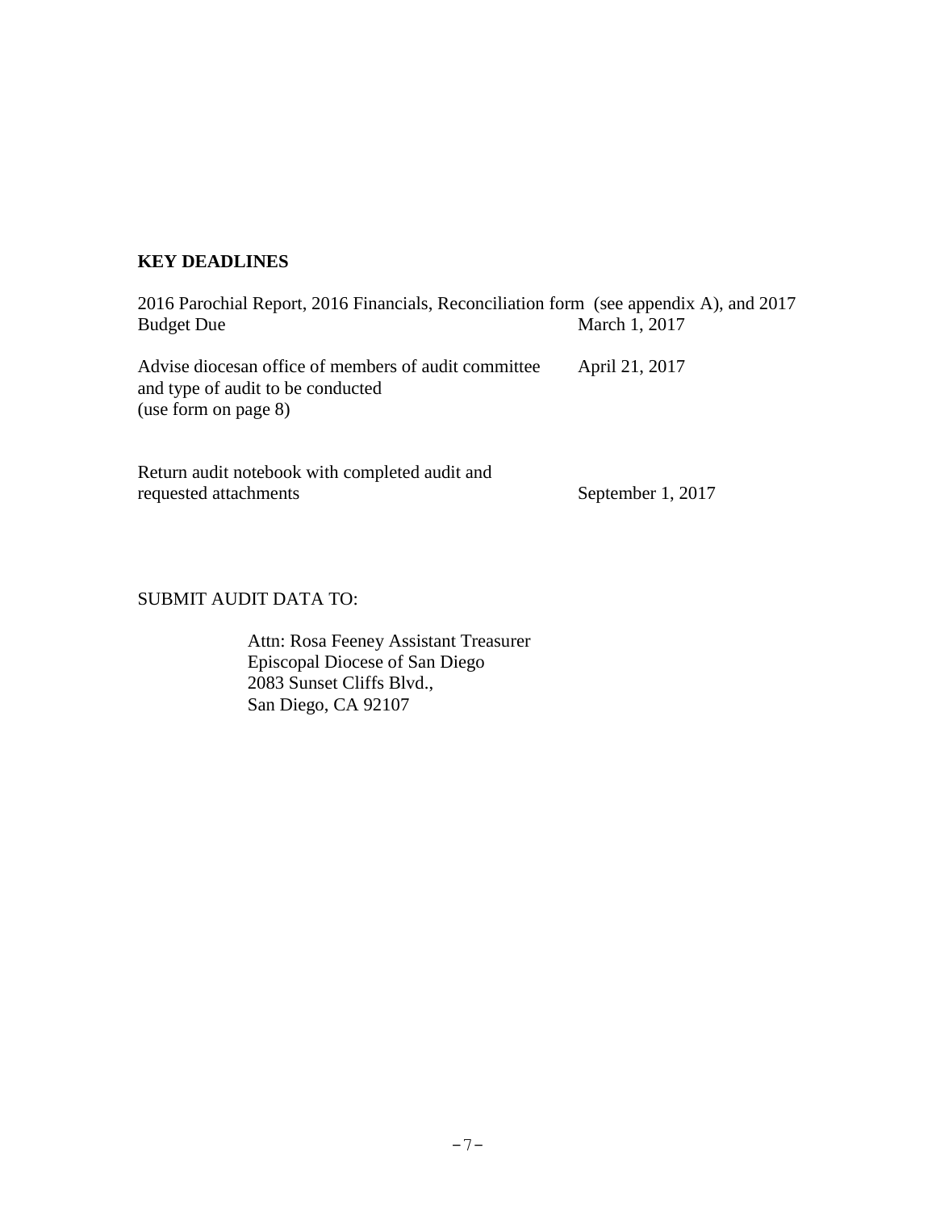**KEY DEADLINES**

| | |
|---|---|
| 2016 Parochial Report, 2016 Financials, Reconciliation form (see appendix A), and 2017 Budget Due | March 1, 2017 |
| Advise diocesan office of members of audit committee and type of audit to be conducted (use form on page 8) | April 21, 2017 |
| Return audit notebook with completed audit and requested attachments | September 1, 2017 |

SUBMIT AUDIT DATA TO:

Attn: Rosa Feeney Assistant Treasurer
Episcopal Diocese of San Diego
2083 Sunset Cliffs Blvd.,
San Diego, CA 92107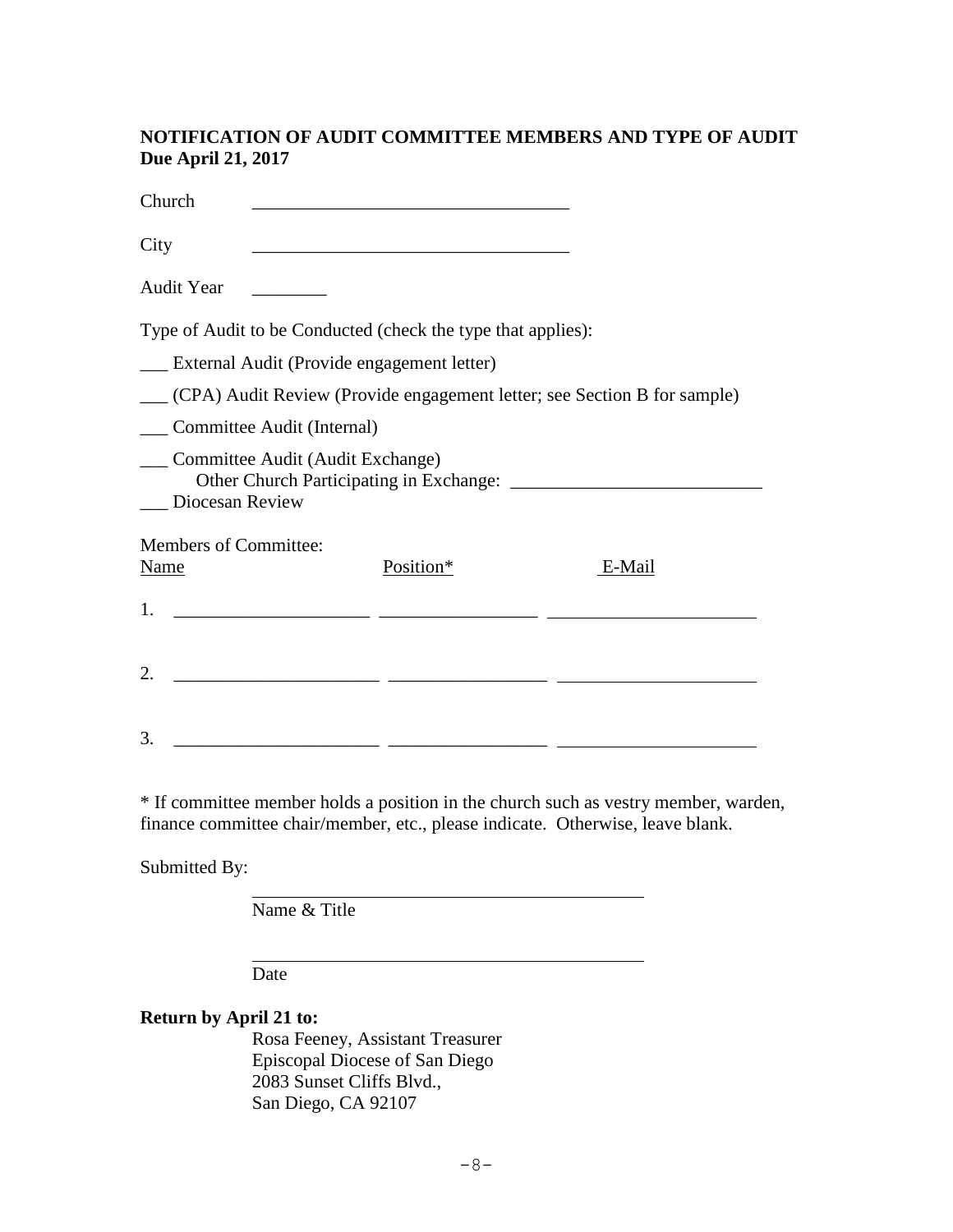**NOTIFICATION OF AUDIT COMMITTEE MEMBERS AND TYPE OF AUDIT**
**Due April 21, 2017**

Church ___________________________________

City ___________________________________

Audit Year ________

Type of Audit to be Conducted (check the type that applies):

___ External Audit (Provide engagement letter)

___ (CPA) Audit Review (Provide engagement letter; see Section B for sample)

___ Committee Audit (Internal)

___ Committee Audit (Audit Exchange)
    Other Church Participating in Exchange: ___________________________

___ Diocesan Review

Members of Committee:

| | Name | Position* | E-Mail |
|---|---|---|---|
| 1. | _____________________ | _________________ | ______________________ |
| 2. | _____________________ | _________________ | ______________________ |
| 3. | _____________________ | _________________ | ______________________ |

* If committee member holds a position in the church such as vestry member, warden, finance committee chair/member, etc., please indicate. Otherwise, leave blank.

Submitted By:

_____________________________________________
Name & Title

_____________________________________________
Date

**Return by April 21 to:**

Rosa Feeney, Assistant Treasurer
Episcopal Diocese of San Diego
2083 Sunset Cliffs Blvd.,
San Diego, CA 92107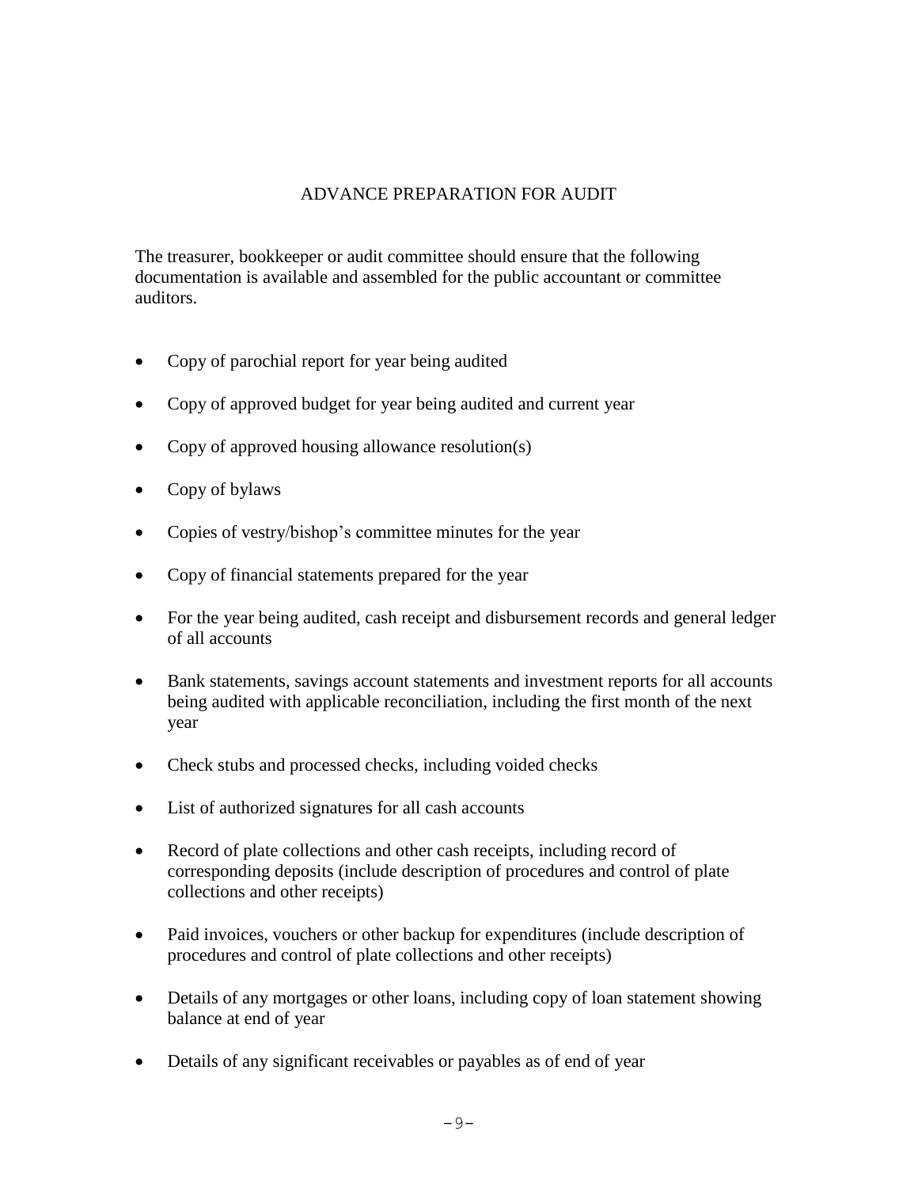## ADVANCE PREPARATION FOR AUDIT

The treasurer, bookkeeper or audit committee should ensure that the following documentation is available and assembled for the public accountant or committee auditors.

- Copy of parochial report for year being audited
- Copy of approved budget for year being audited and current year
- Copy of approved housing allowance resolution(s)
- Copy of bylaws
- Copies of vestry/bishop's committee minutes for the year
- Copy of financial statements prepared for the year
- For the year being audited, cash receipt and disbursement records and general ledger of all accounts
- Bank statements, savings account statements and investment reports for all accounts being audited with applicable reconciliation, including the first month of the next year
- Check stubs and processed checks, including voided checks
- List of authorized signatures for all cash accounts
- Record of plate collections and other cash receipts, including record of corresponding deposits (include description of procedures and control of plate collections and other receipts)
- Paid invoices, vouchers or other backup for expenditures (include description of procedures and control of plate collections and other receipts)
- Details of any mortgages or other loans, including copy of loan statement showing balance at end of year
- Details of any significant receivables or payables as of end of year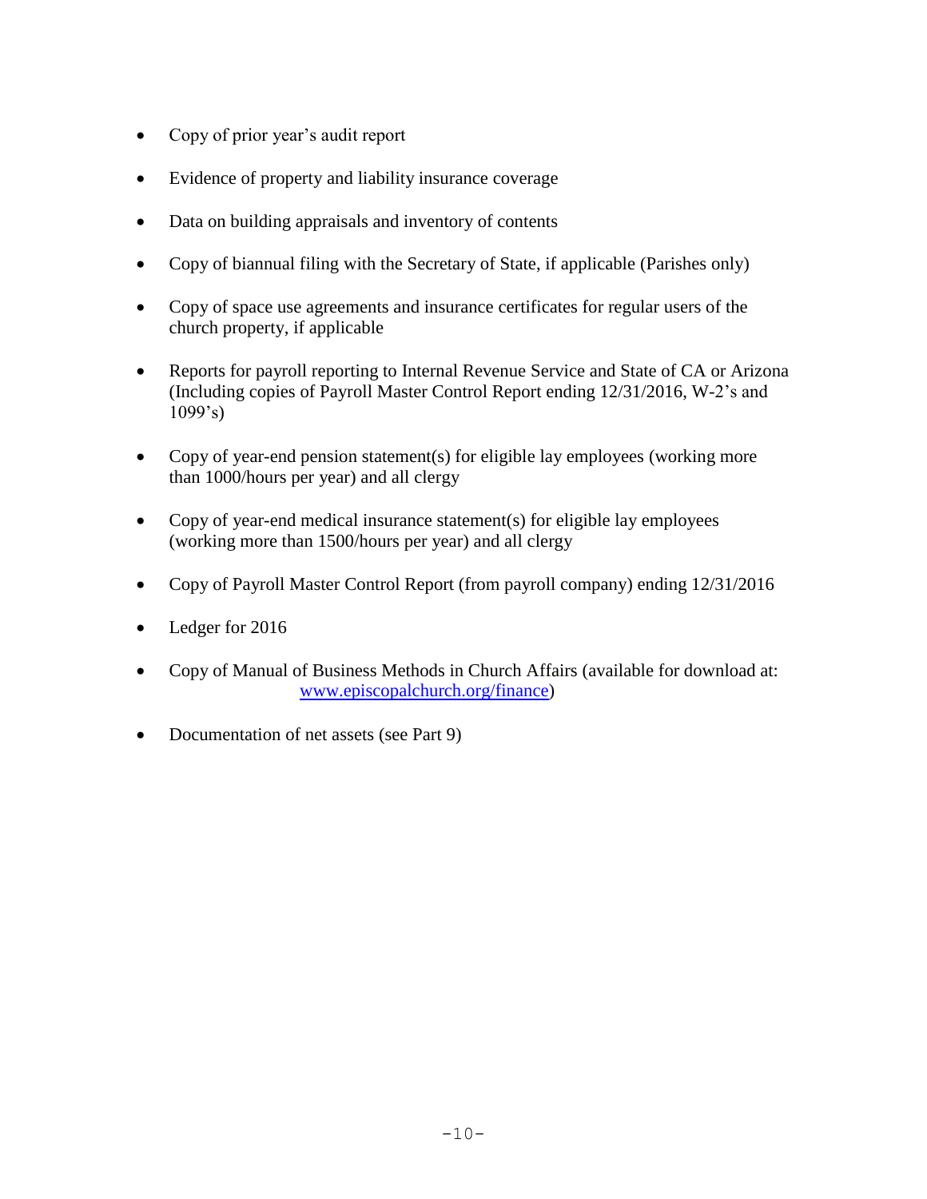- Copy of prior year's audit report
- Evidence of property and liability insurance coverage
- Data on building appraisals and inventory of contents
- Copy of biannual filing with the Secretary of State, if applicable (Parishes only)
- Copy of space use agreements and insurance certificates for regular users of the church property, if applicable
- Reports for payroll reporting to Internal Revenue Service and State of CA or Arizona (Including copies of Payroll Master Control Report ending 12/31/2016, W-2's and 1099's)
- Copy of year-end pension statement(s) for eligible lay employees (working more than 1000/hours per year) and all clergy
- Copy of year-end medical insurance statement(s) for eligible lay employees (working more than 1500/hours per year) and all clergy
- Copy of Payroll Master Control Report (from payroll company) ending 12/31/2016
- Ledger for 2016
- Copy of Manual of Business Methods in Church Affairs (available for download at: [www.episcopalchurch.org/finance](www.episcopalchurch.org/finance))
- Documentation of net assets (see Part 9)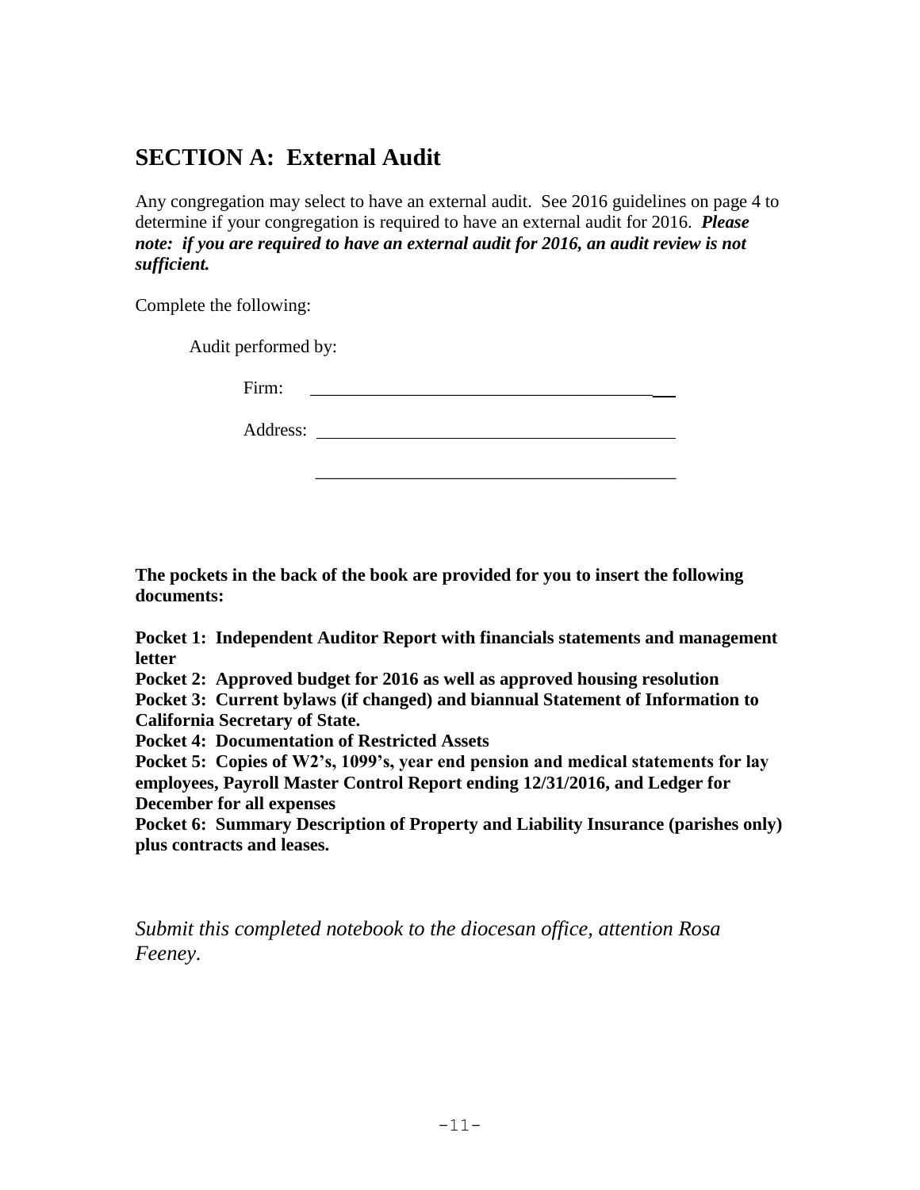## SECTION A: External Audit

Any congregation may select to have an external audit. See 2016 guidelines on page 4 to determine if your congregation is required to have an external audit for 2016. ***Please note: if you are required to have an external audit for 2016, an audit review is not sufficient.***

Complete the following:

Audit performed by:

Firm: ____________________________________________

Address: ____________________________________________

____________________________________________

**The pockets in the back of the book are provided for you to insert the following documents:**

**Pocket 1: Independent Auditor Report with financials statements and management letter**
**Pocket 2: Approved budget for 2016 as well as approved housing resolution**
**Pocket 3: Current bylaws (if changed) and biannual Statement of Information to California Secretary of State.**
**Pocket 4: Documentation of Restricted Assets**
**Pocket 5: Copies of W2's, 1099's, year end pension and medical statements for lay employees, Payroll Master Control Report ending 12/31/2016, and Ledger for December for all expenses**
**Pocket 6: Summary Description of Property and Liability Insurance (parishes only) plus contracts and leases.**

*Submit this completed notebook to the diocesan office, attention Rosa Feeney.*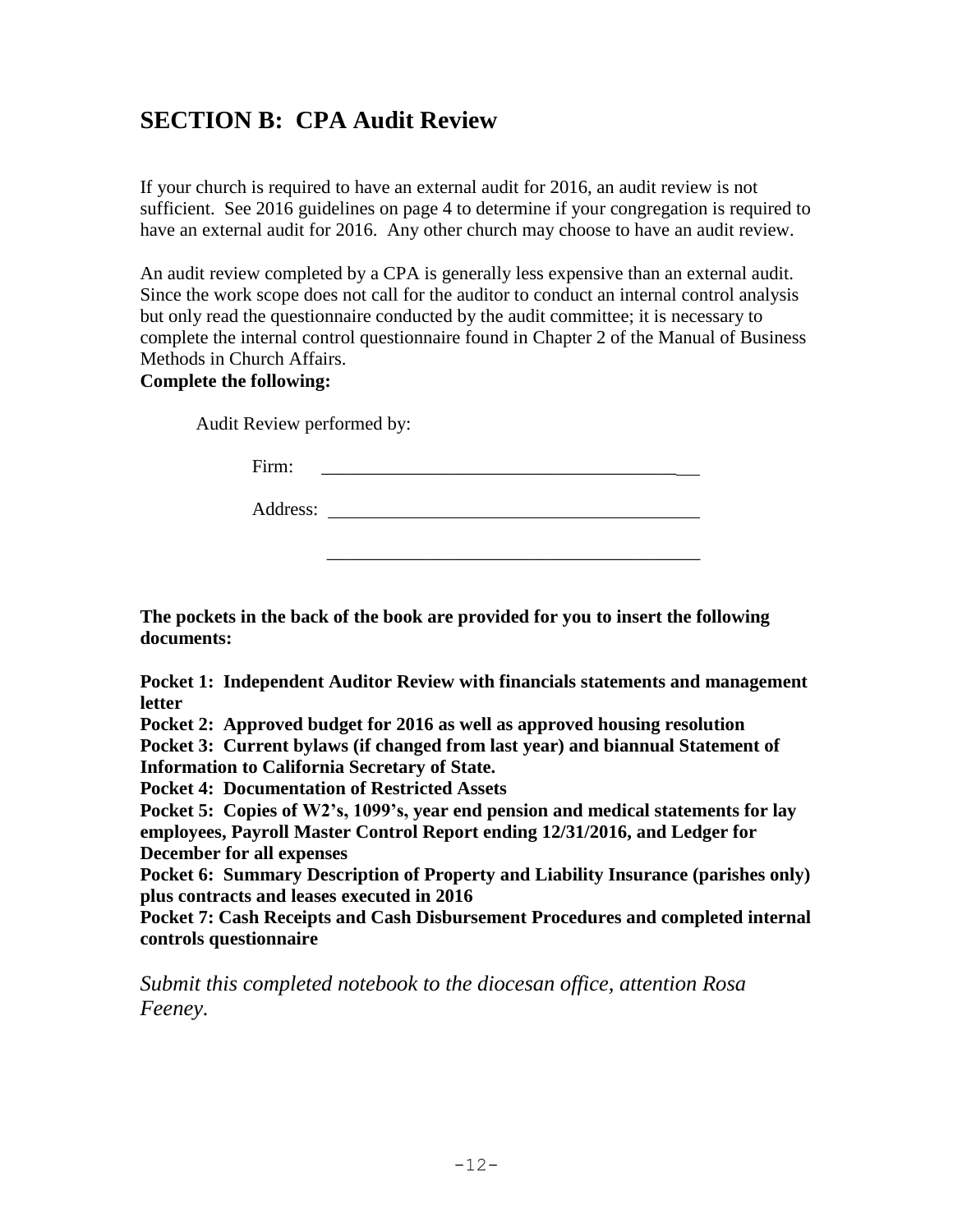## SECTION B: CPA Audit Review

If your church is required to have an external audit for 2016, an audit review is not sufficient. See 2016 guidelines on page 4 to determine if your congregation is required to have an external audit for 2016. Any other church may choose to have an audit review.

An audit review completed by a CPA is generally less expensive than an external audit. Since the work scope does not call for the auditor to conduct an internal control analysis but only read the questionnaire conducted by the audit committee; it is necessary to complete the internal control questionnaire found in Chapter 2 of the Manual of Business Methods in Church Affairs.

**Complete the following:**

Audit Review performed by:

Firm: ___________________________________________

Address: ___________________________________________

___________________________________________

**The pockets in the back of the book are provided for you to insert the following documents:**

**Pocket 1: Independent Auditor Review with financials statements and management letter**

**Pocket 2: Approved budget for 2016 as well as approved housing resolution**

**Pocket 3: Current bylaws (if changed from last year) and biannual Statement of Information to California Secretary of State.**

**Pocket 4: Documentation of Restricted Assets**

**Pocket 5: Copies of W2's, 1099's, year end pension and medical statements for lay employees, Payroll Master Control Report ending 12/31/2016, and Ledger for December for all expenses**

**Pocket 6: Summary Description of Property and Liability Insurance (parishes only) plus contracts and leases executed in 2016**

**Pocket 7: Cash Receipts and Cash Disbursement Procedures and completed internal controls questionnaire**

*Submit this completed notebook to the diocesan office, attention Rosa Feeney.*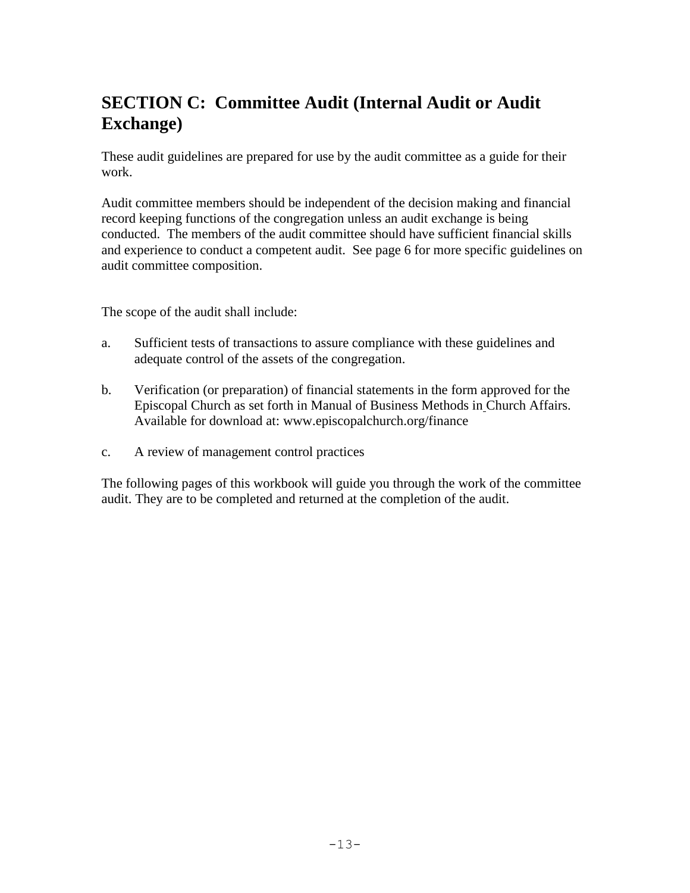## SECTION C: Committee Audit (Internal Audit or Audit Exchange)

These audit guidelines are prepared for use by the audit committee as a guide for their work.

Audit committee members should be independent of the decision making and financial record keeping functions of the congregation unless an audit exchange is being conducted. The members of the audit committee should have sufficient financial skills and experience to conduct a competent audit. See page 6 for more specific guidelines on audit committee composition.

The scope of the audit shall include:

a. Sufficient tests of transactions to assure compliance with these guidelines and adequate control of the assets of the congregation.

b. Verification (or preparation) of financial statements in the form approved for the Episcopal Church as set forth in Manual of Business Methods in Church Affairs. Available for download at: www.episcopalchurch.org/finance

c. A review of management control practices

The following pages of this workbook will guide you through the work of the committee audit. They are to be completed and returned at the completion of the audit.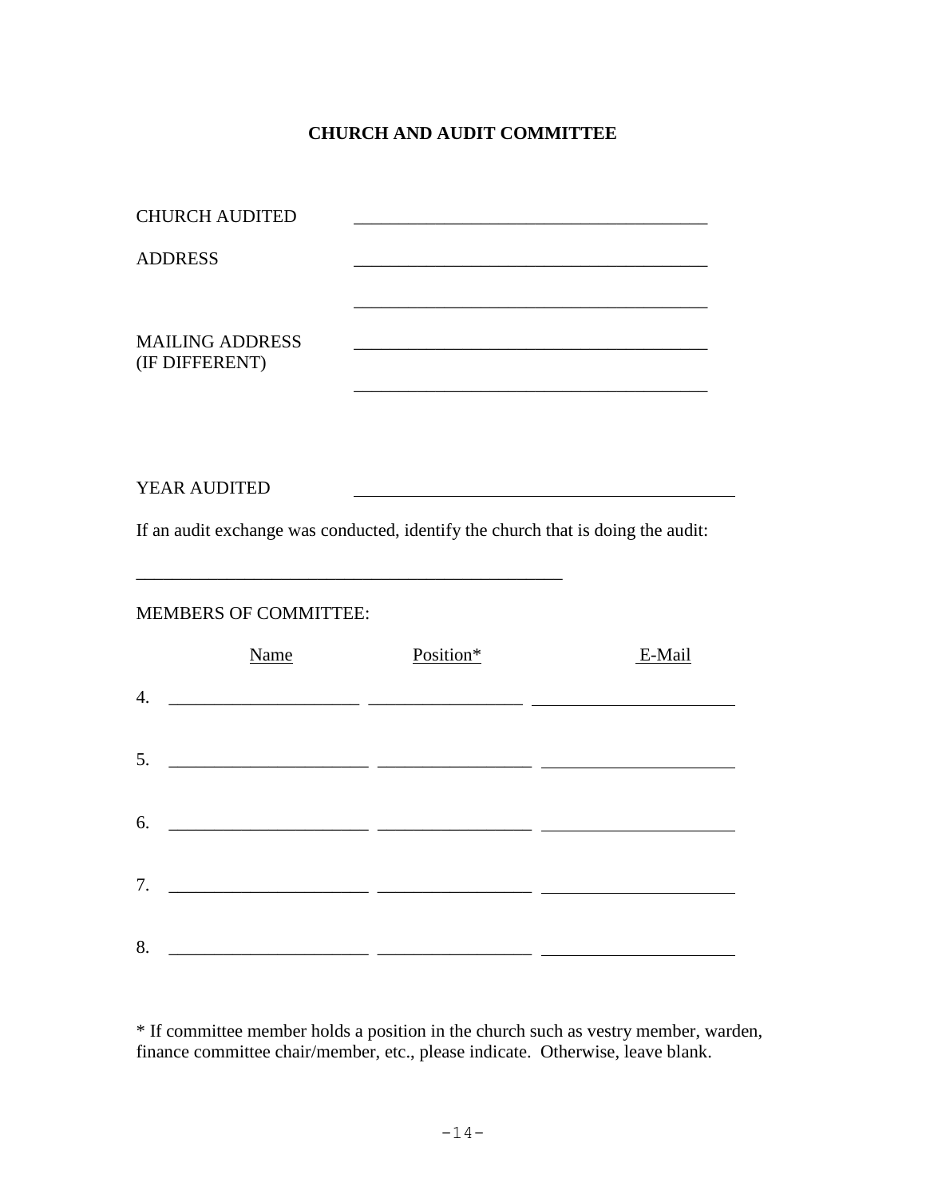## CHURCH AND AUDIT COMMITTEE

CHURCH AUDITED ________________________________________

ADDRESS ________________________________________

________________________________________

MAILING ADDRESS (IF DIFFERENT) ________________________________________

________________________________________

YEAR AUDITED ____________________________________________

If an audit exchange was conducted, identify the church that is doing the audit:

________________________________________________

MEMBERS OF COMMITTEE:

| | Name | Position* | E-Mail |
|---|---|---|---|
| 4. | _____________________ | _________________ | _______________________ |
| 5. | ______________________ | _________________ | _____________________ |
| 6. | ______________________ | _________________ | _____________________ |
| 7. | ______________________ | _________________ | _____________________ |
| 8. | ______________________ | _________________ | _____________________ |

* If committee member holds a position in the church such as vestry member, warden, finance committee chair/member, etc., please indicate. Otherwise, leave blank.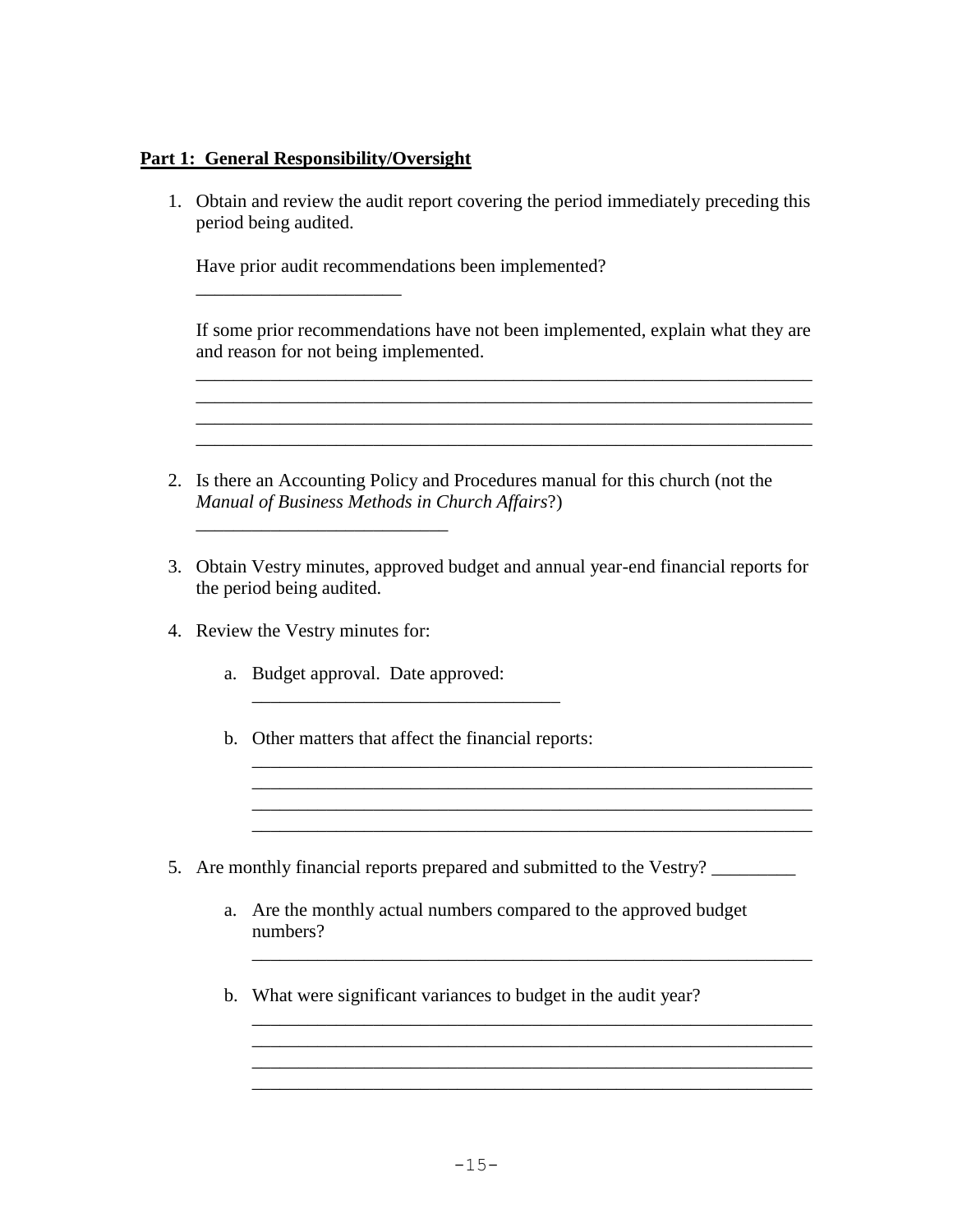**Part 1: General Responsibility/Oversight**

1. Obtain and review the audit report covering the period immediately preceding this period being audited.

   Have prior audit recommendations been implemented?

   ______________________

   If some prior recommendations have not been implemented, explain what they are and reason for not being implemented.

   ____________________________________________________________________
   ____________________________________________________________________
   ____________________________________________________________________
   ____________________________________________________________________

2. Is there an Accounting Policy and Procedures manual for this church (not the *Manual of Business Methods in Church Affairs*?)

   ___________________________

3. Obtain Vestry minutes, approved budget and annual year-end financial reports for the period being audited.

4. Review the Vestry minutes for:

   a. Budget approval. Date approved:

      _________________________________

   b. Other matters that affect the financial reports:

      ____________________________________________________________
      ____________________________________________________________
      ____________________________________________________________
      ____________________________________________________________

5. Are monthly financial reports prepared and submitted to the Vestry? _________

   a. Are the monthly actual numbers compared to the approved budget numbers?

      ____________________________________________________________

   b. What were significant variances to budget in the audit year?

      ____________________________________________________________
      ____________________________________________________________
      ____________________________________________________________
      ____________________________________________________________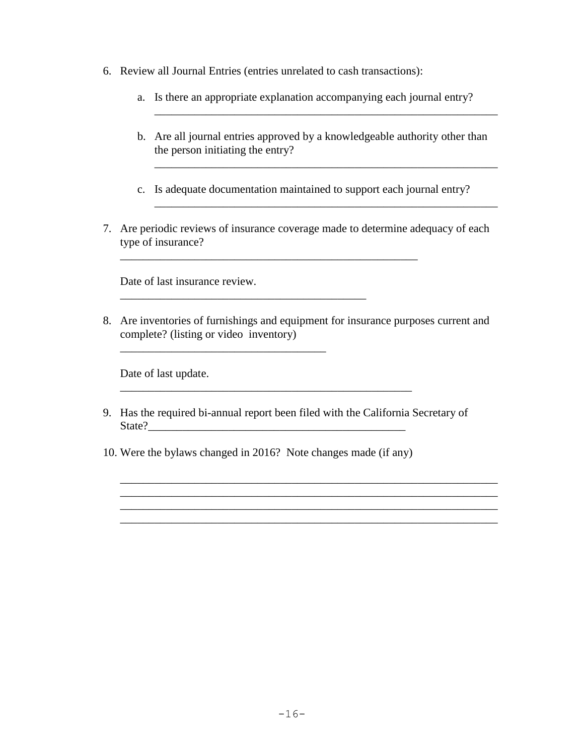6. Review all Journal Entries (entries unrelated to cash transactions):

   a. Is there an appropriate explanation accompanying each journal entry?
      ______________________________________________________________

   b. Are all journal entries approved by a knowledgeable authority other than the person initiating the entry?
      ______________________________________________________________

   c. Is adequate documentation maintained to support each journal entry?
      ______________________________________________________________

7. Are periodic reviews of insurance coverage made to determine adequacy of each type of insurance?
   ____________________________________________________

   Date of last insurance review.
   ___________________________________________

8. Are inventories of furnishings and equipment for insurance purposes current and complete? (listing or video inventory)
   ____________________________________

   Date of last update.
   ___________________________________________________

9. Has the required bi-annual report been filed with the California Secretary of State?_____________________________________________

10. Were the bylaws changed in 2016? Note changes made (if any)

    ___________________________________________________________________
    ___________________________________________________________________
    ___________________________________________________________________
    ___________________________________________________________________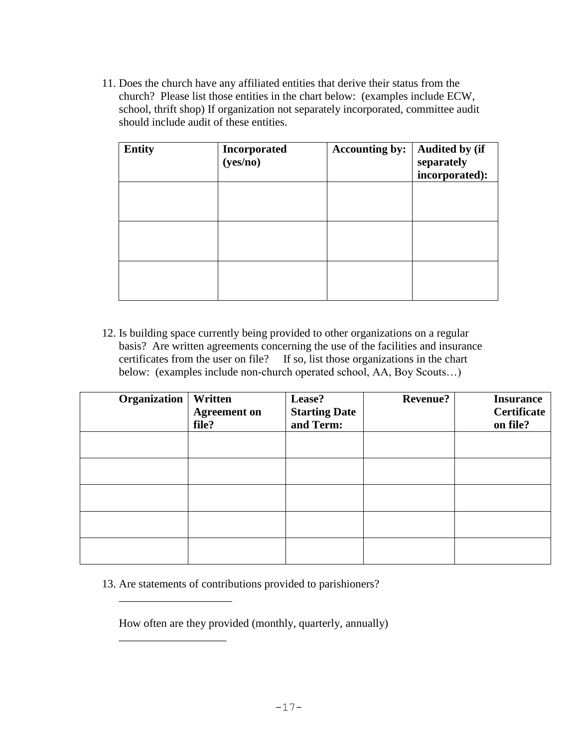11. Does the church have any affiliated entities that derive their status from the church? Please list those entities in the chart below: (examples include ECW, school, thrift shop) If organization not separately incorporated, committee audit should include audit of these entities.

| Entity | Incorporated (yes/no) | Accounting by: | Audited by (if separately incorporated): |
|---|---|---|---|
| | | | |
| | | | |
| | | | |

12. Is building space currently being provided to other organizations on a regular basis? Are written agreements concerning the use of the facilities and insurance certificates from the user on file? If so, list those organizations in the chart below: (examples include non-church operated school, AA, Boy Scouts…)

| Organization | Written Agreement on file? | Lease? Starting Date and Term: | Revenue? | Insurance Certificate on file? |
|---|---|---|---|---|
| | | | | |
| | | | | |
| | | | | |
| | | | | |
| | | | | |

13. Are statements of contributions provided to parishioners?

    ____________________

    How often are they provided (monthly, quarterly, annually)

    ___________________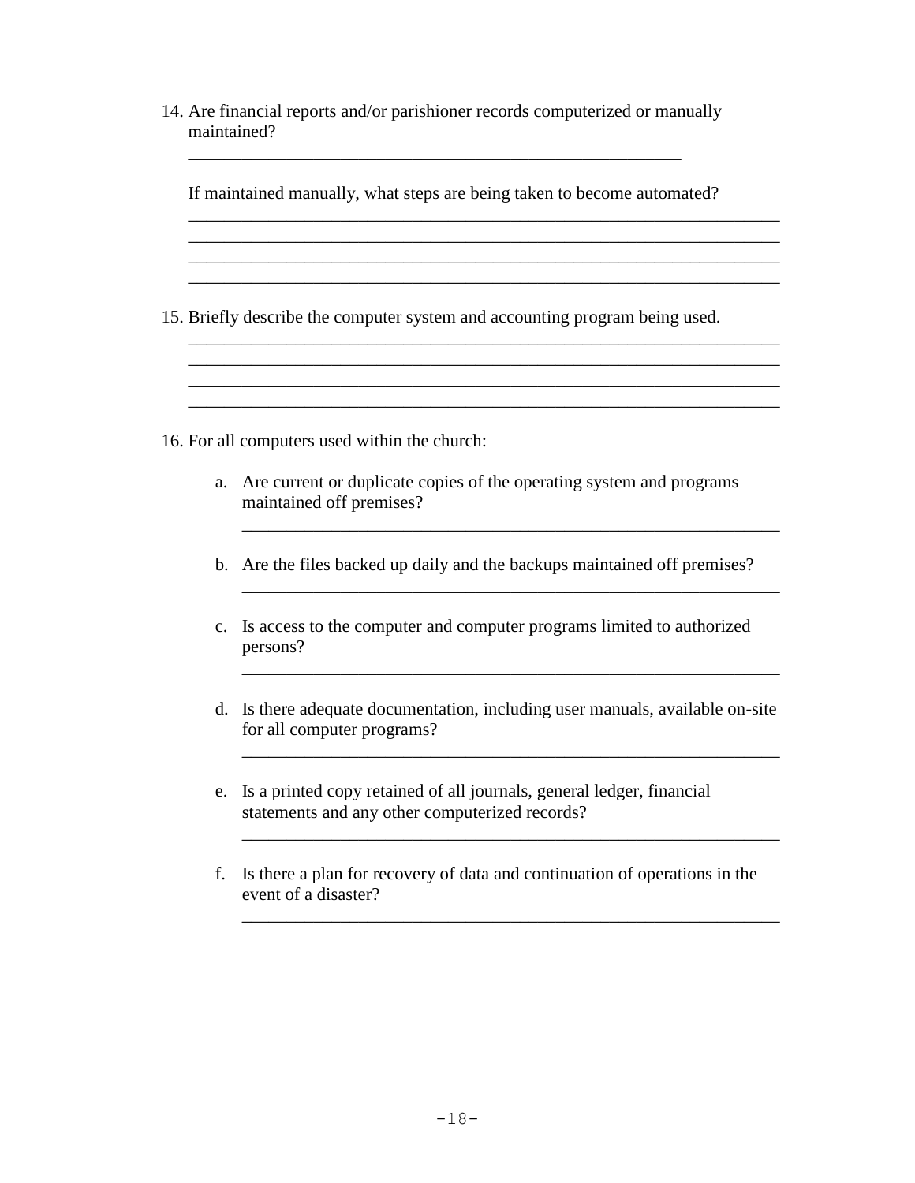14. Are financial reports and/or parishioner records computerized or manually maintained?

    ________________________________________________________

    If maintained manually, what steps are being taken to become automated?

    ____________________________________________________________
    ____________________________________________________________
    ____________________________________________________________
    ____________________________________________________________

15. Briefly describe the computer system and accounting program being used.

    ____________________________________________________________
    ____________________________________________________________
    ____________________________________________________________
    ____________________________________________________________

16. For all computers used within the church:

    a. Are current or duplicate copies of the operating system and programs maintained off premises?

       ________________________________________________________

    b. Are the files backed up daily and the backups maintained off premises?

       ________________________________________________________

    c. Is access to the computer and computer programs limited to authorized persons?

       ________________________________________________________

    d. Is there adequate documentation, including user manuals, available on-site for all computer programs?

       ________________________________________________________

    e. Is a printed copy retained of all journals, general ledger, financial statements and any other computerized records?

       ________________________________________________________

    f. Is there a plan for recovery of data and continuation of operations in the event of a disaster?

       ________________________________________________________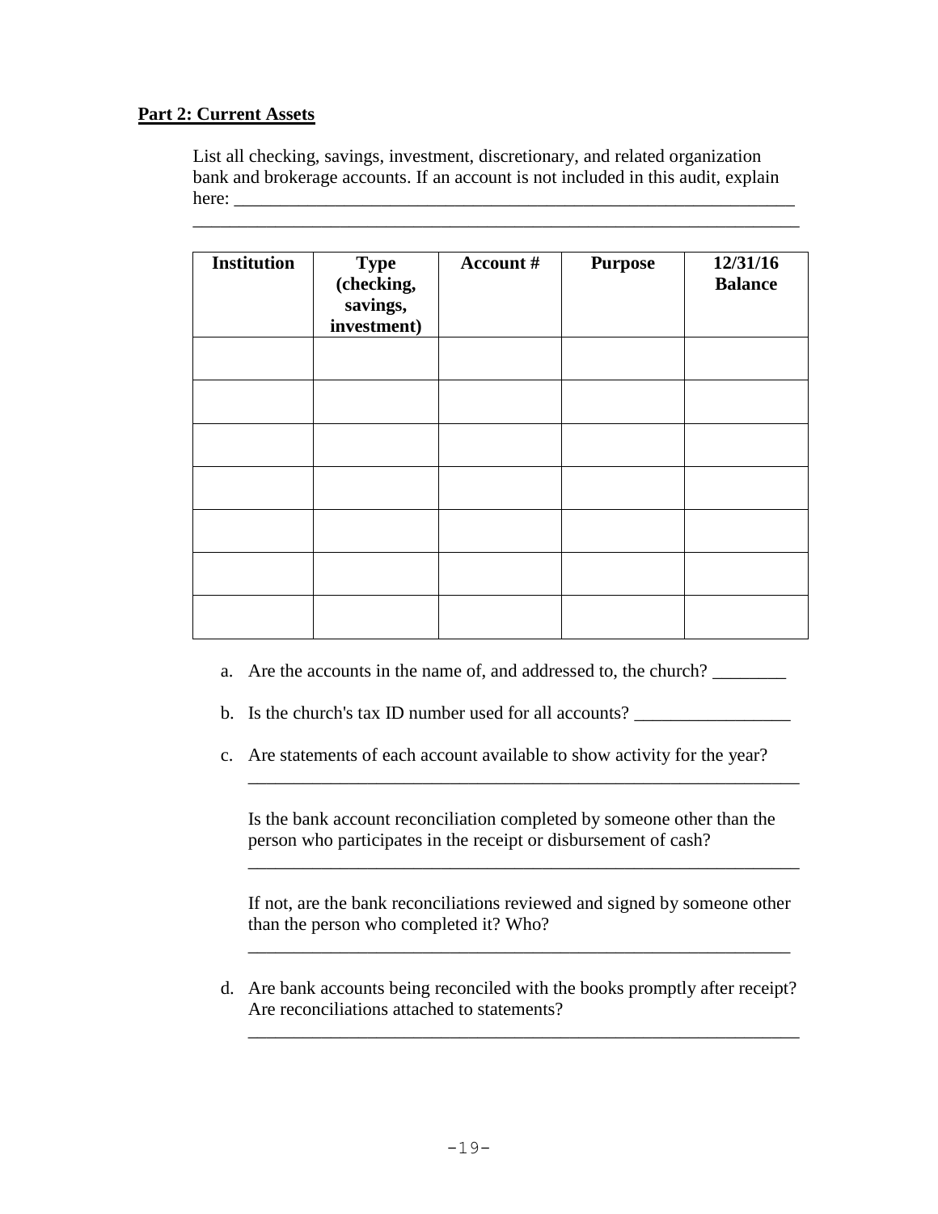**Part 2: Current Assets**

List all checking, savings, investment, discretionary, and related organization bank and brokerage accounts. If an account is not included in this audit, explain here: ___________________________________________________________

___________________________________________________________________

| Institution | Type (checking, savings, investment) | Account # | Purpose | 12/31/16 Balance |
|---|---|---|---|---|
| | | | | |
| | | | | |
| | | | | |
| | | | | |
| | | | | |
| | | | | |
| | | | | |

a. Are the accounts in the name of, and addressed to, the church? ________

b. Is the church's tax ID number used for all accounts? _________________

c. Are statements of each account available to show activity for the year?
   ___________________________________________________________

   Is the bank account reconciliation completed by someone other than the person who participates in the receipt or disbursement of cash?
   ___________________________________________________________

   If not, are the bank reconciliations reviewed and signed by someone other than the person who completed it? Who?
   ___________________________________________________________

d. Are bank accounts being reconciled with the books promptly after receipt? Are reconciliations attached to statements?
   ___________________________________________________________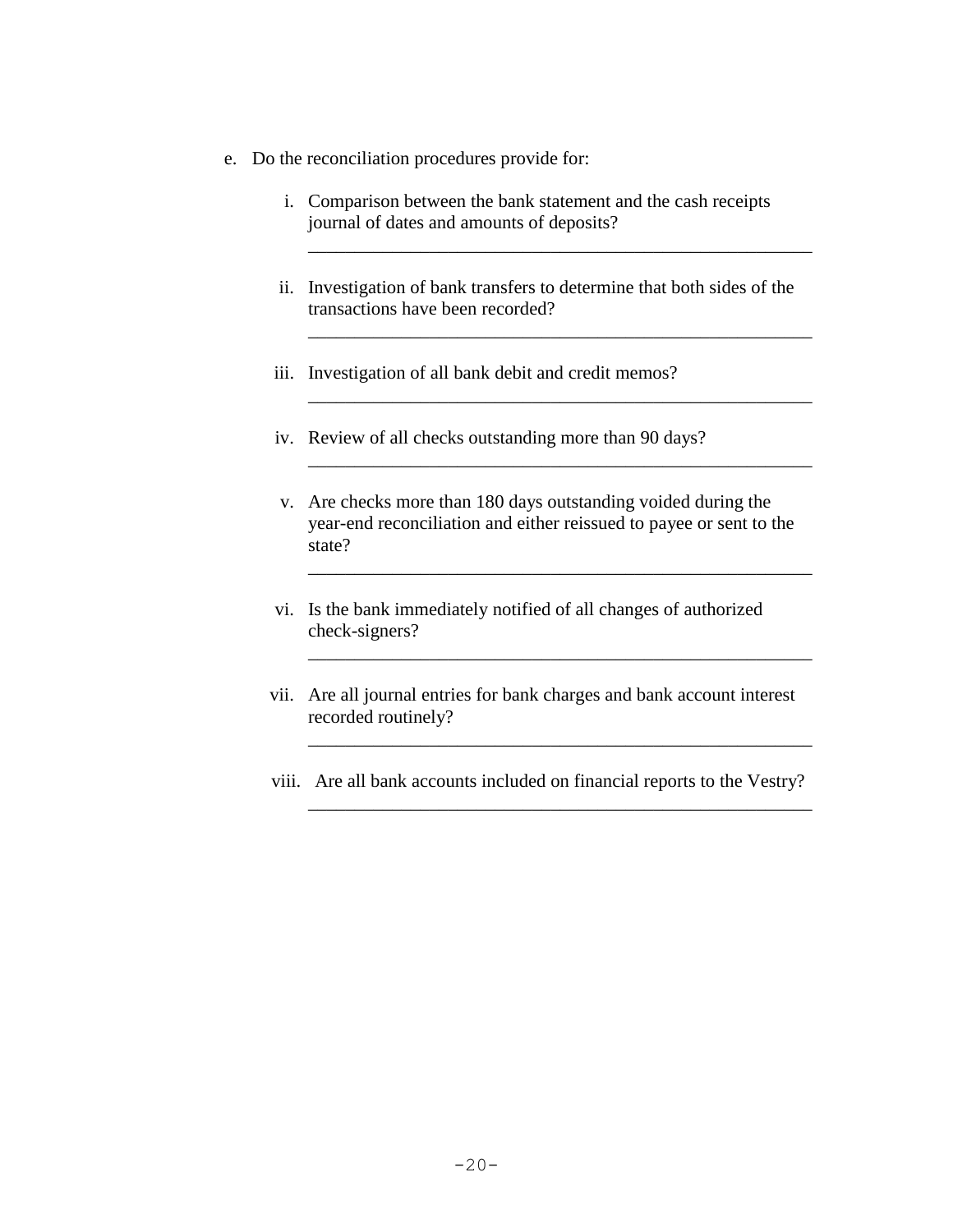e. Do the reconciliation procedures provide for:

   i. Comparison between the bank statement and the cash receipts journal of dates and amounts of deposits?

   _______________________________________________________

   ii. Investigation of bank transfers to determine that both sides of the transactions have been recorded?

   _______________________________________________________

   iii. Investigation of all bank debit and credit memos?

   _______________________________________________________

   iv. Review of all checks outstanding more than 90 days?

   _______________________________________________________

   v. Are checks more than 180 days outstanding voided during the year-end reconciliation and either reissued to payee or sent to the state?

   _______________________________________________________

   vi. Is the bank immediately notified of all changes of authorized check-signers?

   _______________________________________________________

   vii. Are all journal entries for bank charges and bank account interest recorded routinely?

   _______________________________________________________

   viii. Are all bank accounts included on financial reports to the Vestry?

   _______________________________________________________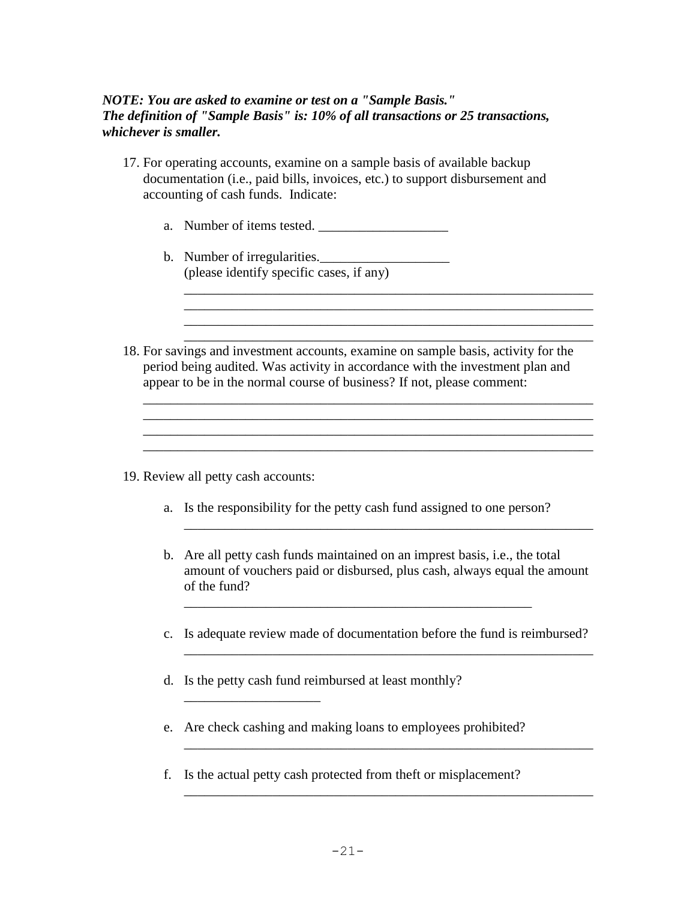***NOTE: You are asked to examine or test on a "Sample Basis."***
***The definition of "Sample Basis" is: 10% of all transactions or 25 transactions, whichever is smaller.***

17. For operating accounts, examine on a sample basis of available backup documentation (i.e., paid bills, invoices, etc.) to support disbursement and accounting of cash funds. Indicate:

    a. Number of items tested. ___________________

    b. Number of irregularities.___________________
       (please identify specific cases, if any)

       ______________________________________________________________
       ______________________________________________________________
       ______________________________________________________________
       ______________________________________________________________

18. For savings and investment accounts, examine on sample basis, activity for the period being audited. Was activity in accordance with the investment plan and appear to be in the normal course of business? If not, please comment:

    ______________________________________________________________
    ______________________________________________________________
    ______________________________________________________________
    ______________________________________________________________

19. Review all petty cash accounts:

    a. Is the responsibility for the petty cash fund assigned to one person?
       ______________________________________________________________

    b. Are all petty cash funds maintained on an imprest basis, i.e., the total amount of vouchers paid or disbursed, plus cash, always equal the amount of the fund?
       ____________________________________________________

    c. Is adequate review made of documentation before the fund is reimbursed?
       ______________________________________________________________

    d. Is the petty cash fund reimbursed at least monthly?
       ____________________

    e. Are check cashing and making loans to employees prohibited?
       ______________________________________________________________

    f. Is the actual petty cash protected from theft or misplacement?
       ______________________________________________________________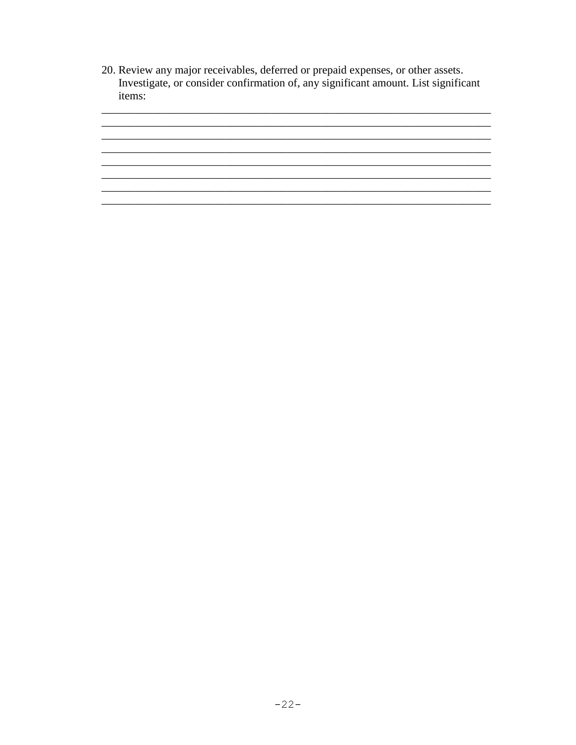20. Review any major receivables, deferred or prepaid expenses, or other assets. Investigate, or consider confirmation of, any significant amount. List significant items:

________________________________________________________________________
________________________________________________________________________
________________________________________________________________________
________________________________________________________________________
________________________________________________________________________
________________________________________________________________________
________________________________________________________________________
________________________________________________________________________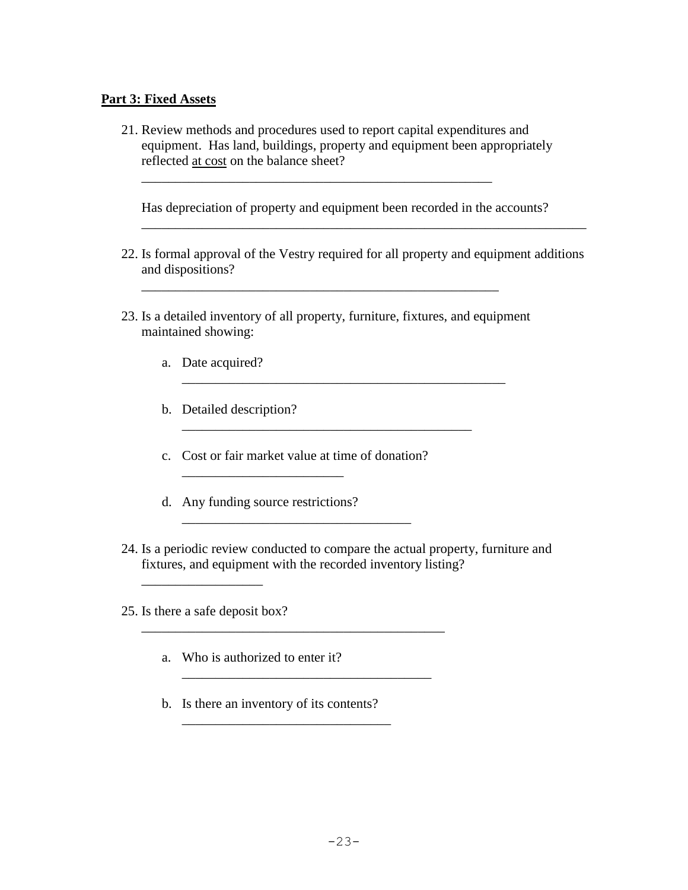**Part 3: Fixed Assets**

21. Review methods and procedures used to report capital expenditures and equipment. Has land, buildings, property and equipment been appropriately reflected <u>at cost</u> on the balance sheet?

    _______________________________________________________

    Has depreciation of property and equipment been recorded in the accounts?

    _____________________________________________________________________

22. Is formal approval of the Vestry required for all property and equipment additions and dispositions?

    ________________________________________________________

23. Is a detailed inventory of all property, furniture, fixtures, and equipment maintained showing:

    a. Date acquired?

       ___________________________________________________

    b. Detailed description?

       ______________________________________________

    c. Cost or fair market value at time of donation?

       _________________________

    d. Any funding source restrictions?

       ____________________________________

24. Is a periodic review conducted to compare the actual property, furniture and fixtures, and equipment with the recorded inventory listing?

    ___________________

25. Is there a safe deposit box?

    _______________________________________________

    a. Who is authorized to enter it?

       _______________________________________

    b. Is there an inventory of its contents?

       _________________________________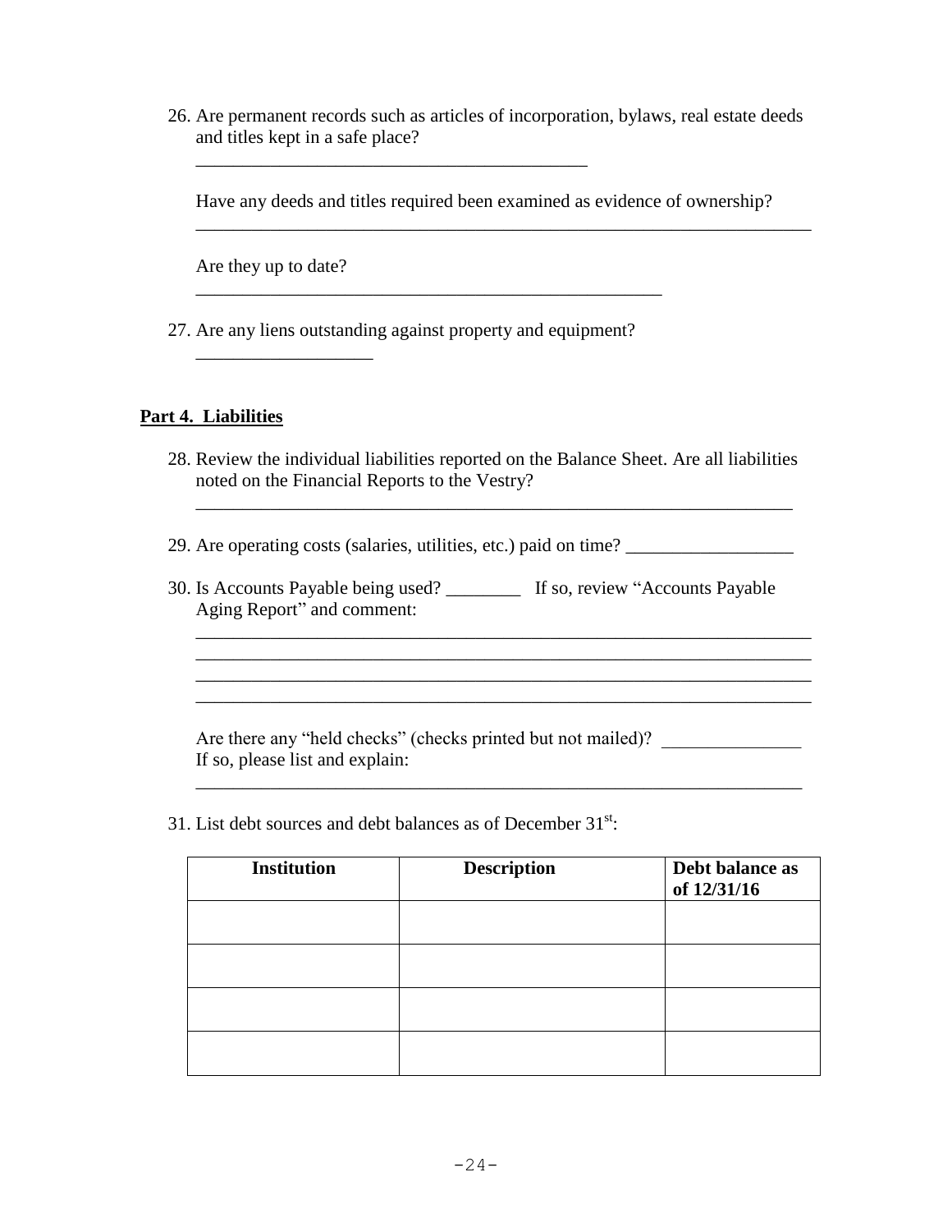26. Are permanent records such as articles of incorporation, bylaws, real estate deeds and titles kept in a safe place?

    ___________________________________________

    Have any deeds and titles required been examined as evidence of ownership?

    ____________________________________________________________________

    Are they up to date?

    ___________________________________________________

27. Are any liens outstanding against property and equipment?

    ___________________

## Part 4. Liabilities

28. Review the individual liabilities reported on the Balance Sheet. Are all liabilities noted on the Financial Reports to the Vestry?

    __________________________________________________________________

29. Are operating costs (salaries, utilities, etc.) paid on time? __________________

30. Is Accounts Payable being used? ________ If so, review "Accounts Payable Aging Report" and comment:

    ____________________________________________________________________
    ____________________________________________________________________
    ____________________________________________________________________
    ____________________________________________________________________

    Are there any "held checks" (checks printed but not mailed)? _______________
    If so, please list and explain:

    __________________________________________________________________

31. List debt sources and debt balances as of December 31st:

| Institution | Description | Debt balance as of 12/31/16 |
|---|---|---|
| | | |
| | | |
| | | |
| | | |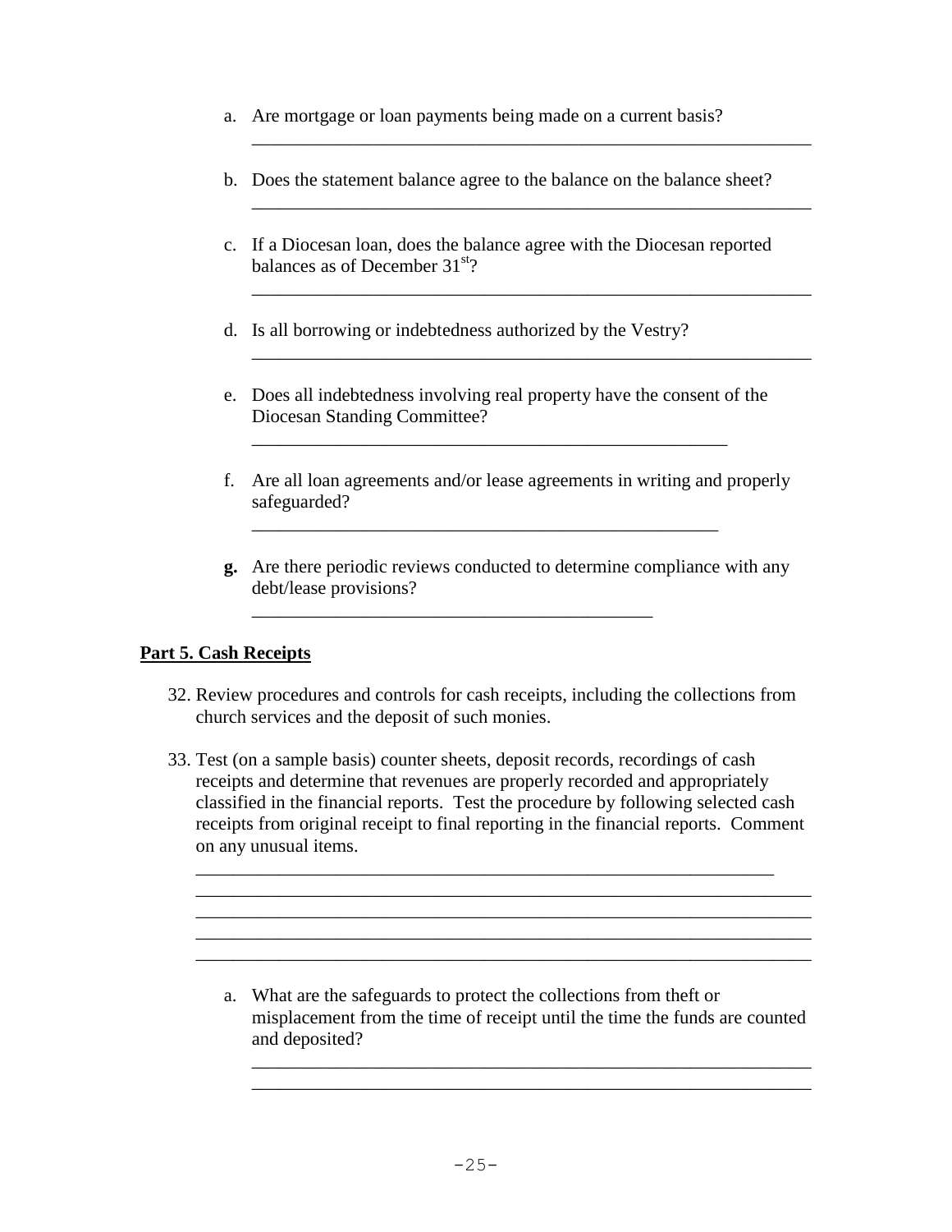a. Are mortgage or loan payments being made on a current basis?

____________________________________________________________

b. Does the statement balance agree to the balance on the balance sheet?

____________________________________________________________

c. If a Diocesan loan, does the balance agree with the Diocesan reported balances as of December 31st?

____________________________________________________________

d. Is all borrowing or indebtedness authorized by the Vestry?

____________________________________________________________

e. Does all indebtedness involving real property have the consent of the Diocesan Standing Committee?

____________________________________________________

f. Are all loan agreements and/or lease agreements in writing and properly safeguarded?

____________________________________________________

**g.** Are there periodic reviews conducted to determine compliance with any debt/lease provisions?

____________________________________________

**Part 5. Cash Receipts**

32. Review procedures and controls for cash receipts, including the collections from church services and the deposit of such monies.

33. Test (on a sample basis) counter sheets, deposit records, recordings of cash receipts and determine that revenues are properly recorded and appropriately classified in the financial reports. Test the procedure by following selected cash receipts from original receipt to final reporting in the financial reports. Comment on any unusual items.

    ____________________________________________________________
    ____________________________________________________________
    ____________________________________________________________
    ____________________________________________________________
    ____________________________________________________________

    a. What are the safeguards to protect the collections from theft or misplacement from the time of receipt until the time the funds are counted and deposited?

    ____________________________________________________________
    ____________________________________________________________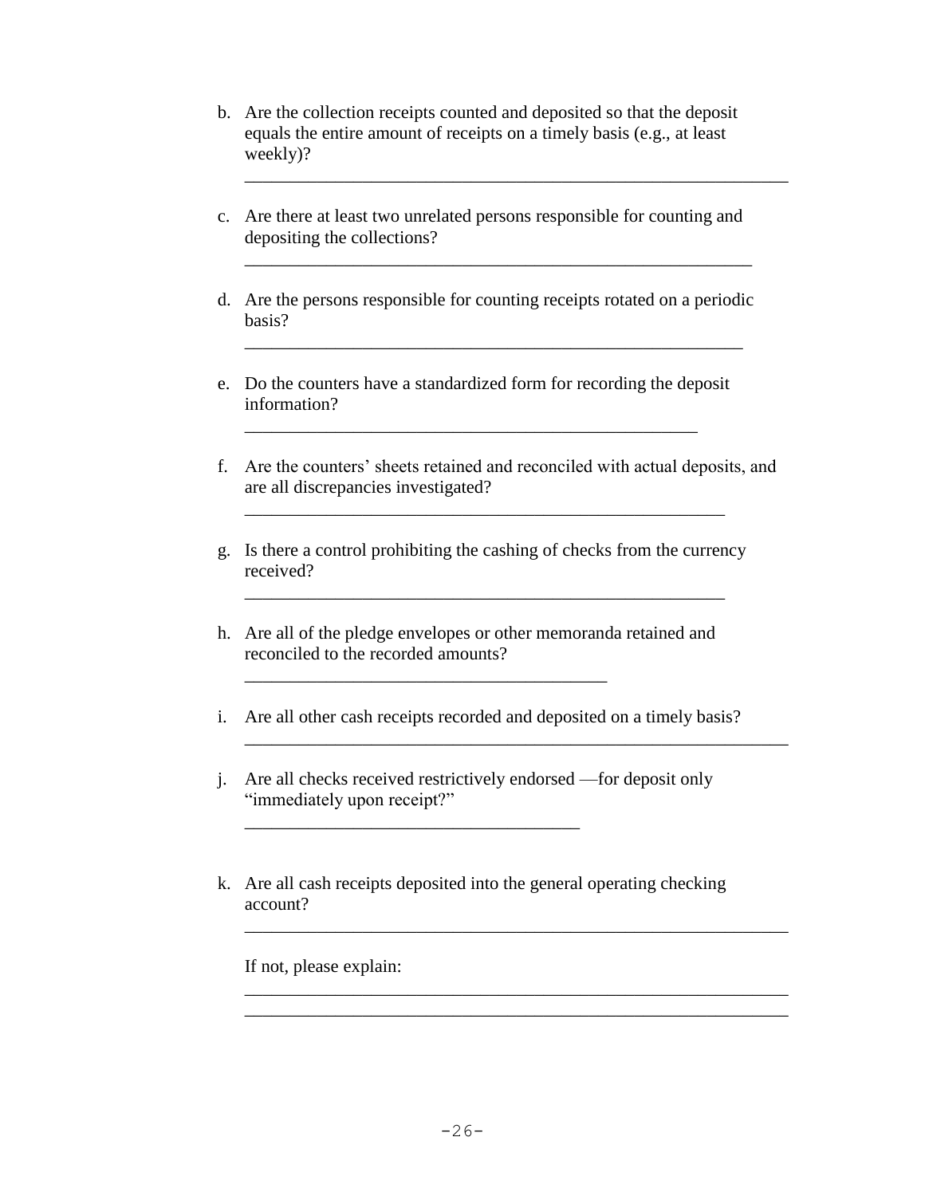b. Are the collection receipts counted and deposited so that the deposit equals the entire amount of receipts on a timely basis (e.g., at least weekly)?

_______________________________________________________________

c. Are there at least two unrelated persons responsible for counting and depositing the collections?

___________________________________________________________

d. Are the persons responsible for counting receipts rotated on a periodic basis?

__________________________________________________________

e. Do the counters have a standardized form for recording the deposit information?

_____________________________________________________

f. Are the counters' sheets retained and reconciled with actual deposits, and are all discrepancies investigated?

________________________________________________________

g. Is there a control prohibiting the cashing of checks from the currency received?

________________________________________________________

h. Are all of the pledge envelopes or other memoranda retained and reconciled to the recorded amounts?

__________________________________________

i. Are all other cash receipts recorded and deposited on a timely basis?

_______________________________________________________________

j. Are all checks received restrictively endorsed —for deposit only "immediately upon receipt?"

_______________________________________

k. Are all cash receipts deposited into the general operating checking account?

_______________________________________________________________

If not, please explain:

_______________________________________________________________

_______________________________________________________________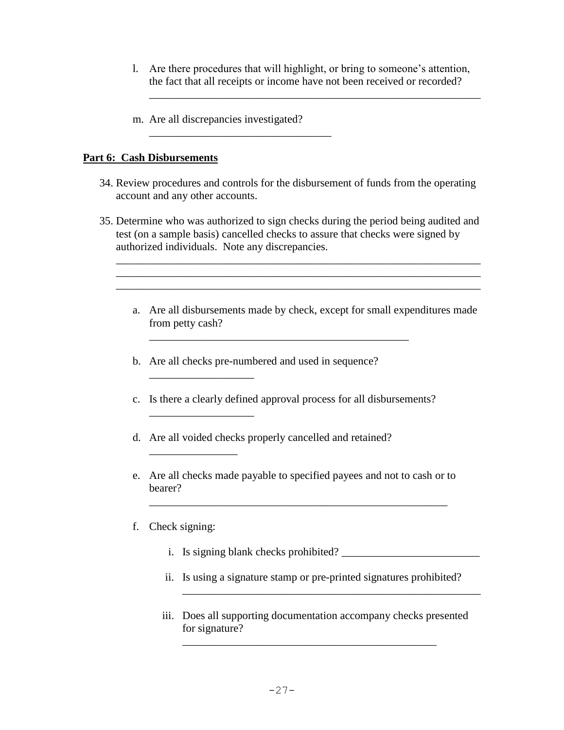l. Are there procedures that will highlight, or bring to someone's attention, the fact that all receipts or income have not been received or recorded?

   ______________________________________________________________

m. Are all discrepancies investigated?

   _________________________________

**Part 6: Cash Disbursements**

34. Review procedures and controls for the disbursement of funds from the operating account and any other accounts.

35. Determine who was authorized to sign checks during the period being audited and test (on a sample basis) cancelled checks to assure that checks were signed by authorized individuals. Note any discrepancies.

    ____________________________________________________________________
    ____________________________________________________________________
    ____________________________________________________________________

    a. Are all disbursements made by check, except for small expenditures made from petty cash?

       _______________________________________________

    b. Are all checks pre-numbered and used in sequence?

       ___________________

    c. Is there a clearly defined approval process for all disbursements?

       ___________________

    d. Are all voided checks properly cancelled and retained?

       ________________

    e. Are all checks made payable to specified payees and not to cash or to bearer?

       ______________________________________________________

    f. Check signing:

       i. Is signing blank checks prohibited? _________________________

       ii. Is using a signature stamp or pre-printed signatures prohibited?

           ______________________________________________________

       iii. Does all supporting documentation accompany checks presented for signature?

            ______________________________________________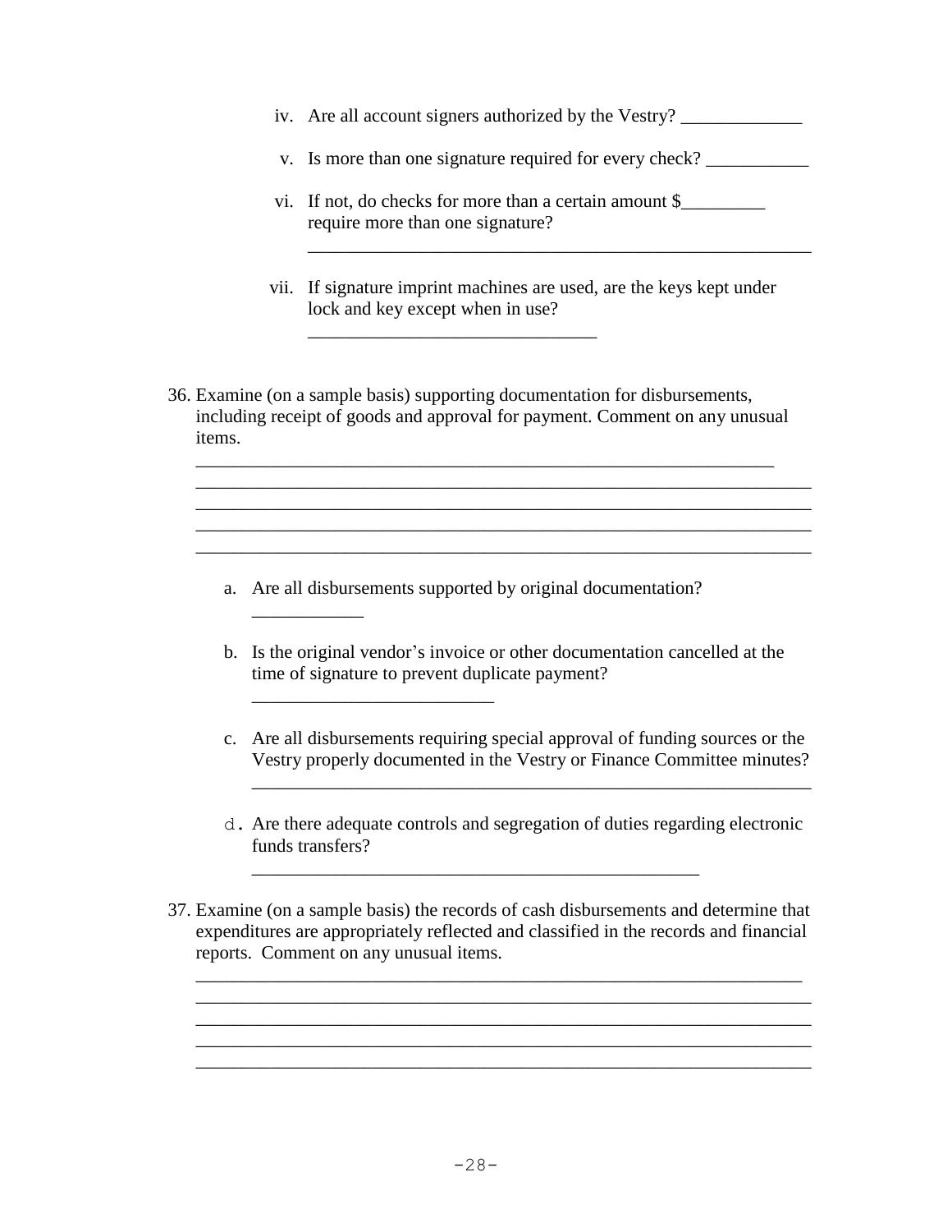iv. Are all account signers authorized by the Vestry? _____________

v. Is more than one signature required for every check? ___________

vi. If not, do checks for more than a certain amount $_________ require more than one signature?
_______________________________________________________

vii. If signature imprint machines are used, are the keys kept under lock and key except when in use?
________________________________

36. Examine (on a sample basis) supporting documentation for disbursements, including receipt of goods and approval for payment. Comment on any unusual items.
_______________________________________________________________
____________________________________________________________________
____________________________________________________________________
____________________________________________________________________
____________________________________________________________________

a. Are all disbursements supported by original documentation?
____________

b. Is the original vendor's invoice or other documentation cancelled at the time of signature to prevent duplicate payment?
__________________________

c. Are all disbursements requiring special approval of funding sources or the Vestry properly documented in the Vestry or Finance Committee minutes?
____________________________________________________________

d. Are there adequate controls and segregation of duties regarding electronic funds transfers?
________________________________________________

37. Examine (on a sample basis) the records of cash disbursements and determine that expenditures are appropriately reflected and classified in the records and financial reports. Comment on any unusual items.
___________________________________________________________________
____________________________________________________________________
____________________________________________________________________
____________________________________________________________________
____________________________________________________________________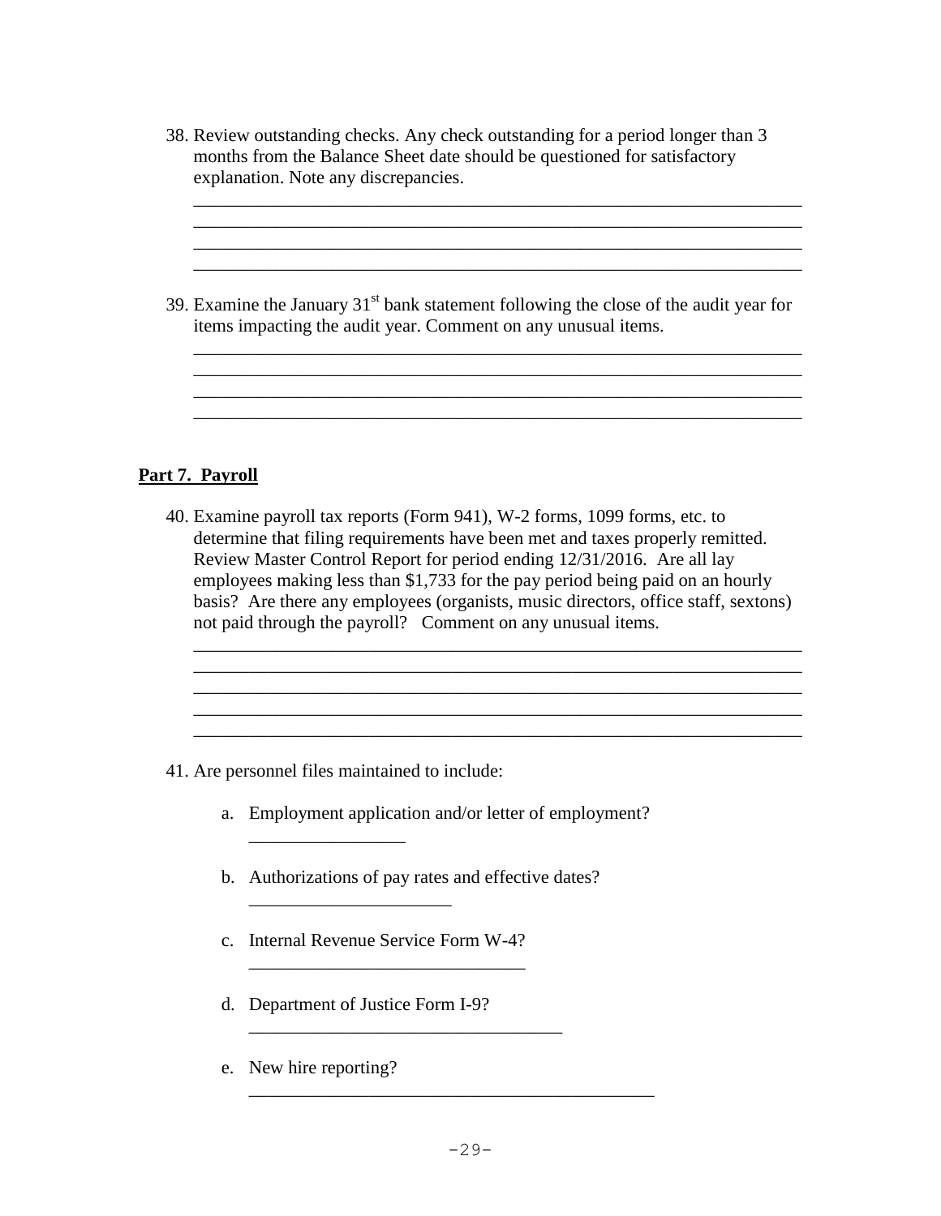38. Review outstanding checks. Any check outstanding for a period longer than 3 months from the Balance Sheet date should be questioned for satisfactory explanation. Note any discrepancies.

    ____________________________________________________________________
    ____________________________________________________________________
    ____________________________________________________________________
    ____________________________________________________________________

39. Examine the January 31st bank statement following the close of the audit year for items impacting the audit year. Comment on any unusual items.

    ____________________________________________________________________
    ____________________________________________________________________
    ____________________________________________________________________
    ____________________________________________________________________

## Part 7. Payroll

40. Examine payroll tax reports (Form 941), W-2 forms, 1099 forms, etc. to determine that filing requirements have been met and taxes properly remitted. Review Master Control Report for period ending 12/31/2016. Are all lay employees making less than $1,733 for the pay period being paid on an hourly basis? Are there any employees (organists, music directors, office staff, sextons) not paid through the payroll? Comment on any unusual items.

    ____________________________________________________________________
    ____________________________________________________________________
    ____________________________________________________________________
    ____________________________________________________________________
    ____________________________________________________________________

41. Are personnel files maintained to include:

    a. Employment application and/or letter of employment?
       _________________

    b. Authorizations of pay rates and effective dates?
       ______________________

    c. Internal Revenue Service Form W-4?
       ______________________________

    d. Department of Justice Form I-9?
       __________________________________

    e. New hire reporting?
       ____________________________________________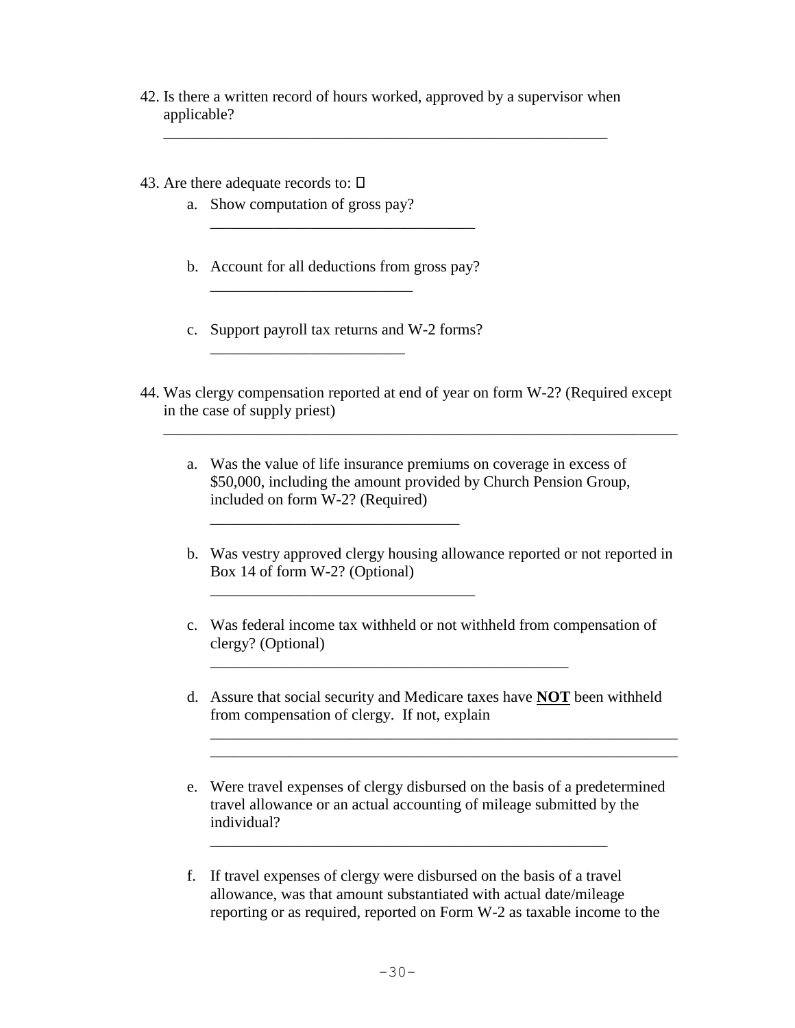42. Is there a written record of hours worked, approved by a supervisor when applicable?

    ____________________________________________________________

43. Are there adequate records to: ☐
    a. Show computation of gross pay?

       ____________________________________

    b. Account for all deductions from gross pay?

       ____________________________

    c. Support payroll tax returns and W-2 forms?

       ___________________________

44. Was clergy compensation reported at end of year on form W-2? (Required except in the case of supply priest)

    ______________________________________________________________________

    a. Was the value of life insurance premiums on coverage in excess of $50,000, including the amount provided by Church Pension Group, included on form W-2? (Required)

       __________________________________

    b. Was vestry approved clergy housing allowance reported or not reported in Box 14 of form W-2? (Optional)

       ____________________________________

    c. Was federal income tax withheld or not withheld from compensation of clergy? (Optional)

       _________________________________________________

    d. Assure that social security and Medicare taxes have **<u>NOT</u>** been withheld from compensation of clergy. If not, explain

       _______________________________________________________________
       _______________________________________________________________

    e. Were travel expenses of clergy disbursed on the basis of a predetermined travel allowance or an actual accounting of mileage submitted by the individual?

       ______________________________________________________

    f. If travel expenses of clergy were disbursed on the basis of a travel allowance, was that amount substantiated with actual date/mileage reporting or as required, reported on Form W-2 as taxable income to the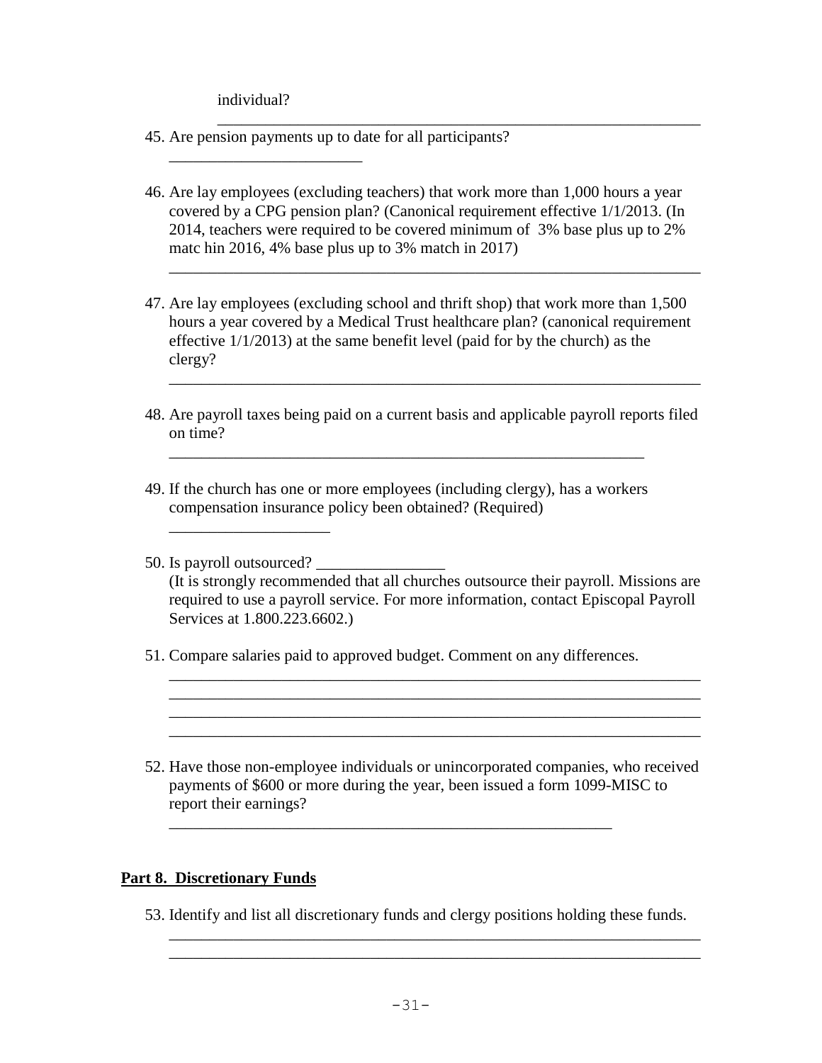individual?
______________________________________________________________

45. Are pension payments up to date for all participants?
________________________

46. Are lay employees (excluding teachers) that work more than 1,000 hours a year covered by a CPG pension plan? (Canonical requirement effective 1/1/2013. (In 2014, teachers were required to be covered minimum of 3% base plus up to 2% matc hin 2016, 4% base plus up to 3% match in 2017)
____________________________________________________________________

47. Are lay employees (excluding school and thrift shop) that work more than 1,500 hours a year covered by a Medical Trust healthcare plan? (canonical requirement effective 1/1/2013) at the same benefit level (paid for by the church) as the clergy?
____________________________________________________________________

48. Are payroll taxes being paid on a current basis and applicable payroll reports filed on time?
____________________________________________________________

49. If the church has one or more employees (including clergy), has a workers compensation insurance policy been obtained? (Required)
____________________

50. Is payroll outsourced? ________________
(It is strongly recommended that all churches outsource their payroll. Missions are required to use a payroll service. For more information, contact Episcopal Payroll Services at 1.800.223.6602.)

51. Compare salaries paid to approved budget. Comment on any differences.
____________________________________________________________________
____________________________________________________________________
____________________________________________________________________
____________________________________________________________________

52. Have those non-employee individuals or unincorporated companies, who received payments of $600 or more during the year, been issued a form 1099-MISC to report their earnings?
________________________________________________________

## Part 8. Discretionary Funds

53. Identify and list all discretionary funds and clergy positions holding these funds.
____________________________________________________________________
____________________________________________________________________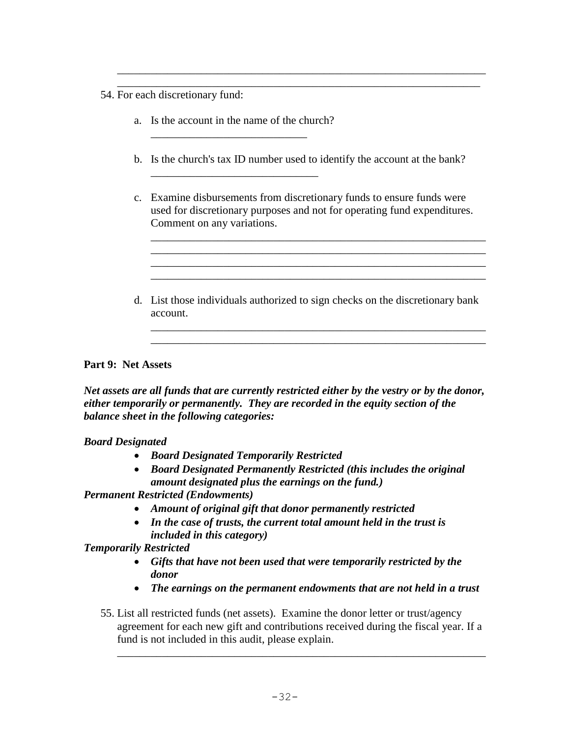_________________________________________________________________
_________________________________________________________________

54. For each discretionary fund:

    a. Is the account in the name of the church?
       ____________________________

    b. Is the church's tax ID number used to identify the account at the bank?
       ______________________________

    c. Examine disbursements from discretionary funds to ensure funds were used for discretionary purposes and not for operating fund expenditures. Comment on any variations.

       _____________________________________________________________
       _____________________________________________________________
       _____________________________________________________________
       _____________________________________________________________

    d. List those individuals authorized to sign checks on the discretionary bank account.

       _____________________________________________________________
       _____________________________________________________________

**Part 9: Net Assets**

***Net assets are all funds that are currently restricted either by the vestry or by the donor, either temporarily or permanently. They are recorded in the equity section of the balance sheet in the following categories:***

***Board Designated***

- ***Board Designated Temporarily Restricted***
- ***Board Designated Permanently Restricted (this includes the original amount designated plus the earnings on the fund.)***

***Permanent Restricted (Endowments)***

- ***Amount of original gift that donor permanently restricted***
- ***In the case of trusts, the current total amount held in the trust is included in this category)***

***Temporarily Restricted***

- ***Gifts that have not been used that were temporarily restricted by the donor***
- ***The earnings on the permanent endowments that are not held in a trust***

55. List all restricted funds (net assets). Examine the donor letter or trust/agency agreement for each new gift and contributions received during the fiscal year. If a fund is not included in this audit, please explain.

_________________________________________________________________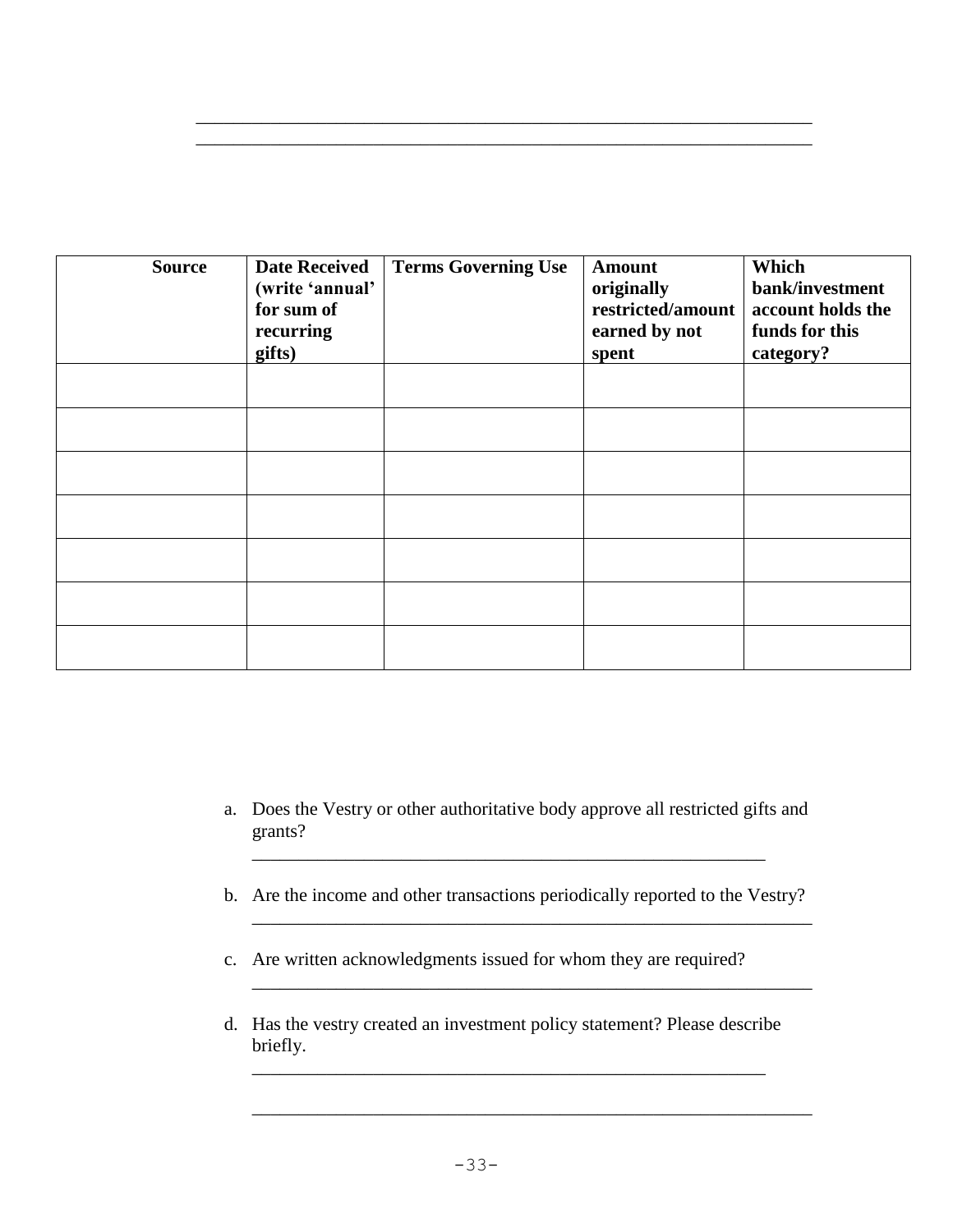\_\_\_\_\_\_\_\_\_\_\_\_\_\_\_\_\_\_\_\_\_\_\_\_\_\_\_\_\_\_\_\_\_\_\_\_\_\_\_\_\_\_\_\_\_\_\_\_\_\_\_\_\_\_\_\_\_\_

\_\_\_\_\_\_\_\_\_\_\_\_\_\_\_\_\_\_\_\_\_\_\_\_\_\_\_\_\_\_\_\_\_\_\_\_\_\_\_\_\_\_\_\_\_\_\_\_\_\_\_\_\_\_\_\_\_\_

| Source | Date Received (write 'annual' for sum of recurring gifts) | Terms Governing Use | Amount originally restricted/amount earned by not spent | Which bank/investment account holds the funds for this category? |
|---|---|---|---|---|
| | | | | |
| | | | | |
| | | | | |
| | | | | |
| | | | | |
| | | | | |
| | | | | |

a. Does the Vestry or other authoritative body approve all restricted gifts and grants?

   \_\_\_\_\_\_\_\_\_\_\_\_\_\_\_\_\_\_\_\_\_\_\_\_\_\_\_\_\_\_\_\_\_\_\_\_\_\_\_\_\_\_\_\_\_\_\_\_\_\_\_\_

b. Are the income and other transactions periodically reported to the Vestry?

   \_\_\_\_\_\_\_\_\_\_\_\_\_\_\_\_\_\_\_\_\_\_\_\_\_\_\_\_\_\_\_\_\_\_\_\_\_\_\_\_\_\_\_\_\_\_\_\_\_\_\_\_\_\_\_\_

c. Are written acknowledgments issued for whom they are required?

   \_\_\_\_\_\_\_\_\_\_\_\_\_\_\_\_\_\_\_\_\_\_\_\_\_\_\_\_\_\_\_\_\_\_\_\_\_\_\_\_\_\_\_\_\_\_\_\_\_\_\_\_\_\_\_\_

d. Has the vestry created an investment policy statement? Please describe briefly.

   \_\_\_\_\_\_\_\_\_\_\_\_\_\_\_\_\_\_\_\_\_\_\_\_\_\_\_\_\_\_\_\_\_\_\_\_\_\_\_\_\_\_\_\_\_\_\_\_\_\_\_\_

   \_\_\_\_\_\_\_\_\_\_\_\_\_\_\_\_\_\_\_\_\_\_\_\_\_\_\_\_\_\_\_\_\_\_\_\_\_\_\_\_\_\_\_\_\_\_\_\_\_\_\_\_\_\_\_\_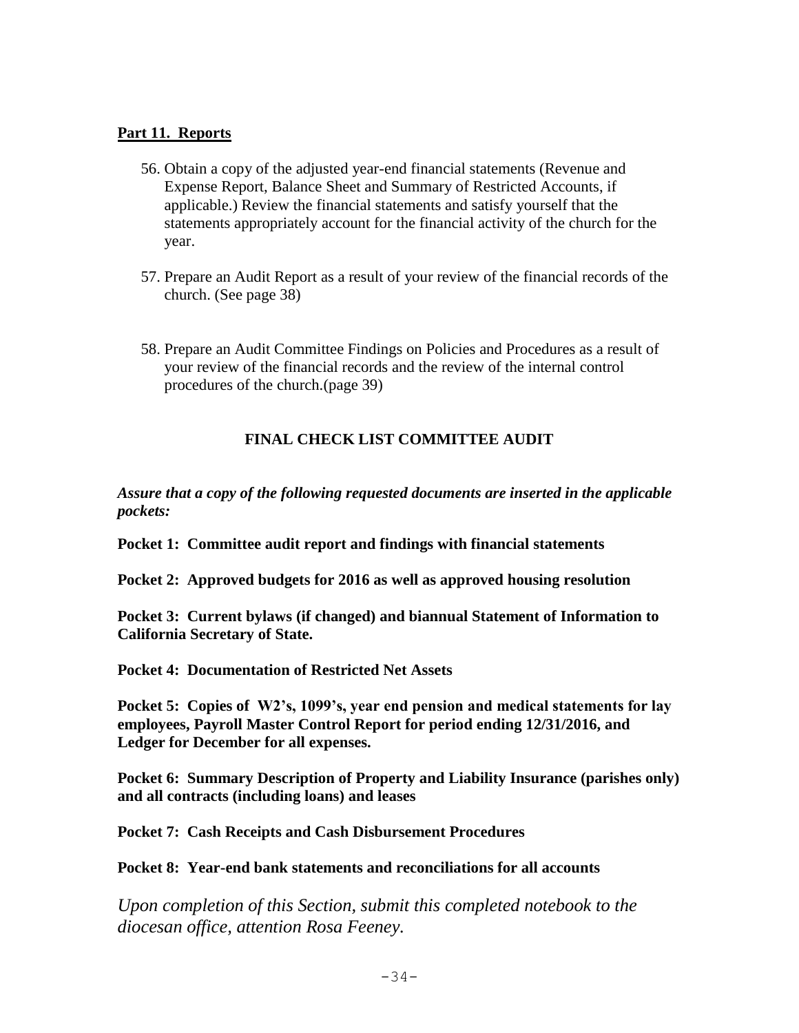**Part 11. Reports**

56. Obtain a copy of the adjusted year-end financial statements (Revenue and Expense Report, Balance Sheet and Summary of Restricted Accounts, if applicable.) Review the financial statements and satisfy yourself that the statements appropriately account for the financial activity of the church for the year.

57. Prepare an Audit Report as a result of your review of the financial records of the church. (See page 38)

58. Prepare an Audit Committee Findings on Policies and Procedures as a result of your review of the financial records and the review of the internal control procedures of the church.(page 39)

**FINAL CHECK LIST COMMITTEE AUDIT**

***Assure that a copy of the following requested documents are inserted in the applicable pockets:***

**Pocket 1: Committee audit report and findings with financial statements**

**Pocket 2: Approved budgets for 2016 as well as approved housing resolution**

**Pocket 3: Current bylaws (if changed) and biannual Statement of Information to California Secretary of State.**

**Pocket 4: Documentation of Restricted Net Assets**

**Pocket 5: Copies of W2's, 1099's, year end pension and medical statements for lay employees, Payroll Master Control Report for period ending 12/31/2016, and Ledger for December for all expenses.**

**Pocket 6: Summary Description of Property and Liability Insurance (parishes only) and all contracts (including loans) and leases**

**Pocket 7: Cash Receipts and Cash Disbursement Procedures**

**Pocket 8: Year-end bank statements and reconciliations for all accounts**

*Upon completion of this Section, submit this completed notebook to the diocesan office, attention Rosa Feeney.*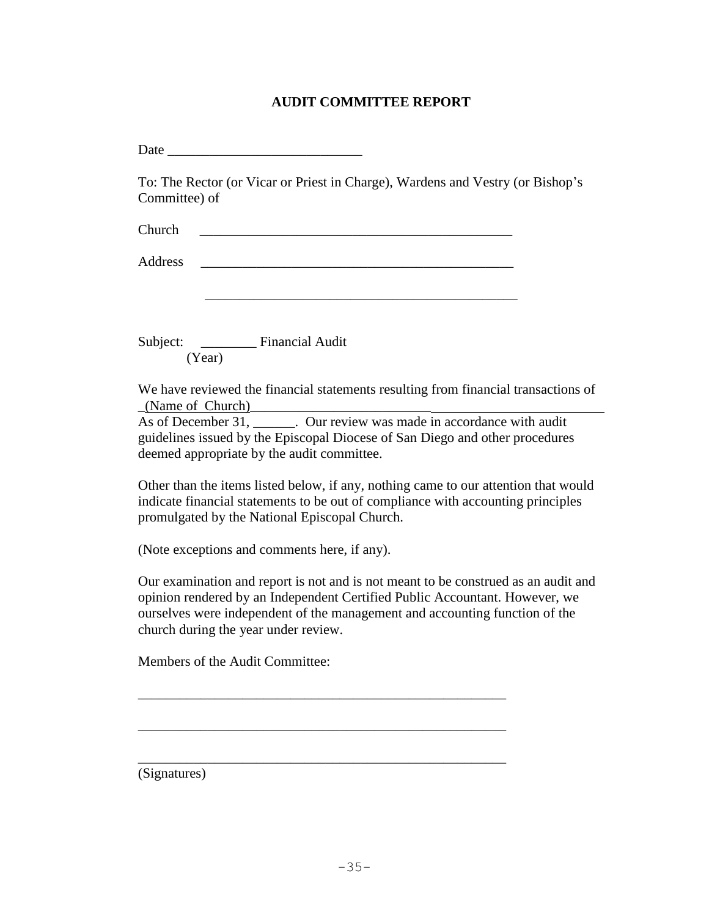**AUDIT COMMITTEE REPORT**

Date ____________________________

To: The Rector (or Vicar or Priest in Charge), Wardens and Vestry (or Bishop's Committee) of

Church _______________________________________________

Address _______________________________________________

_______________________________________________

Subject: ________ Financial Audit
(Year)

We have reviewed the financial statements resulting from financial transactions of _(Name of Church)___________________________________________________
As of December 31, ______. Our review was made in accordance with audit guidelines issued by the Episcopal Diocese of San Diego and other procedures deemed appropriate by the audit committee.

Other than the items listed below, if any, nothing came to our attention that would indicate financial statements to be out of compliance with accounting principles promulgated by the National Episcopal Church.

(Note exceptions and comments here, if any).

Our examination and report is not and is not meant to be construed as an audit and opinion rendered by an Independent Certified Public Accountant. However, we ourselves were independent of the management and accounting function of the church during the year under review.

Members of the Audit Committee:

_______________________________________________________

_______________________________________________________

_______________________________________________________
(Signatures)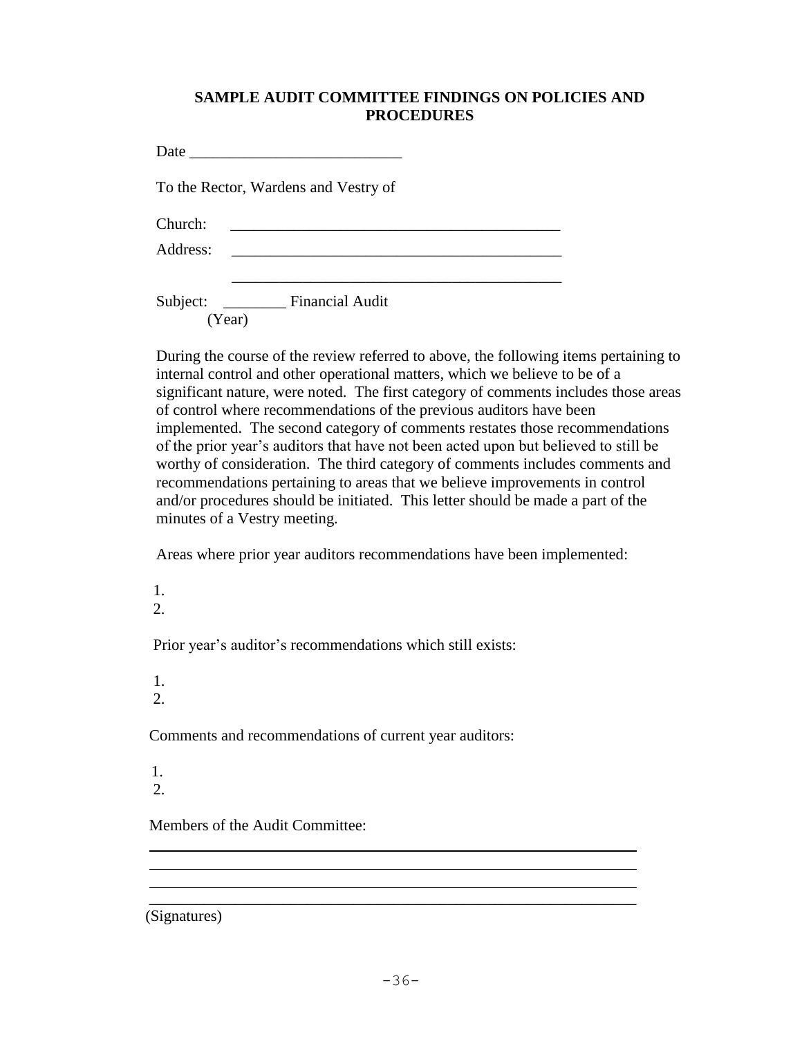## SAMPLE AUDIT COMMITTEE FINDINGS ON POLICIES AND PROCEDURES

Date ___________________________

To the Rector, Wardens and Vestry of

Church: ___________________________________________

Address: ___________________________________________

___________________________________________

Subject: ________ Financial Audit
(Year)

During the course of the review referred to above, the following items pertaining to internal control and other operational matters, which we believe to be of a significant nature, were noted. The first category of comments includes those areas of control where recommendations of the previous auditors have been implemented. The second category of comments restates those recommendations of the prior year's auditors that have not been acted upon but believed to still be worthy of consideration. The third category of comments includes comments and recommendations pertaining to areas that we believe improvements in control and/or procedures should be initiated. This letter should be made a part of the minutes of a Vestry meeting.

Areas where prior year auditors recommendations have been implemented:

1.
2.

Prior year's auditor's recommendations which still exists:

1.
2.

Comments and recommendations of current year auditors:

1.
2.

Members of the Audit Committee:

_______________________________________________________________

_______________________________________________________________

_______________________________________________________________

_______________________________________________________________

(Signatures)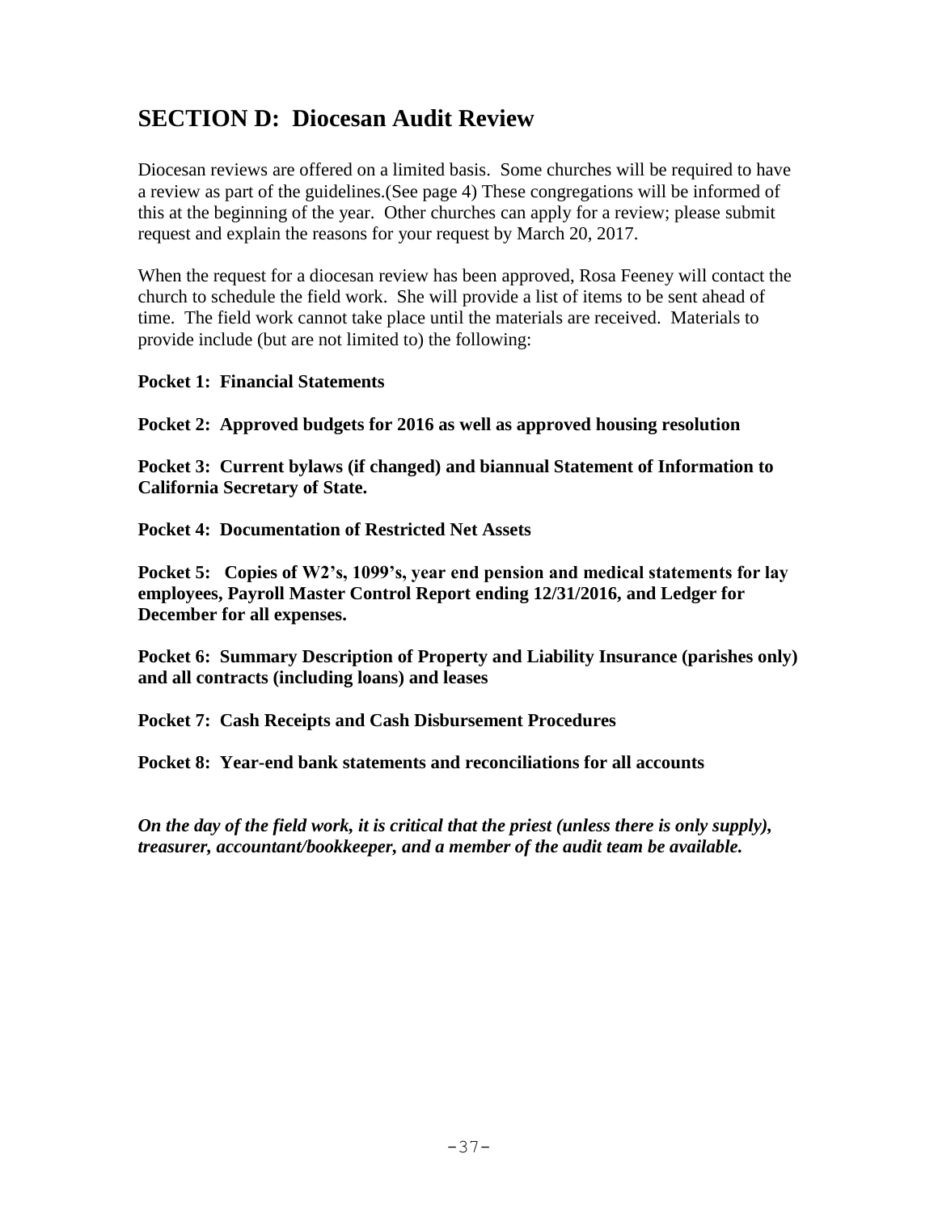## SECTION D: Diocesan Audit Review

Diocesan reviews are offered on a limited basis. Some churches will be required to have a review as part of the guidelines.(See page 4) These congregations will be informed of this at the beginning of the year. Other churches can apply for a review; please submit request and explain the reasons for your request by March 20, 2017.

When the request for a diocesan review has been approved, Rosa Feeney will contact the church to schedule the field work. She will provide a list of items to be sent ahead of time. The field work cannot take place until the materials are received. Materials to provide include (but are not limited to) the following:

**Pocket 1: Financial Statements**

**Pocket 2: Approved budgets for 2016 as well as approved housing resolution**

**Pocket 3: Current bylaws (if changed) and biannual Statement of Information to California Secretary of State.**

**Pocket 4: Documentation of Restricted Net Assets**

**Pocket 5: Copies of W2's, 1099's, year end pension and medical statements for lay employees, Payroll Master Control Report ending 12/31/2016, and Ledger for December for all expenses.**

**Pocket 6: Summary Description of Property and Liability Insurance (parishes only) and all contracts (including loans) and leases**

**Pocket 7: Cash Receipts and Cash Disbursement Procedures**

**Pocket 8: Year-end bank statements and reconciliations for all accounts**

***On the day of the field work, it is critical that the priest (unless there is only supply), treasurer, accountant/bookkeeper, and a member of the audit team be available.***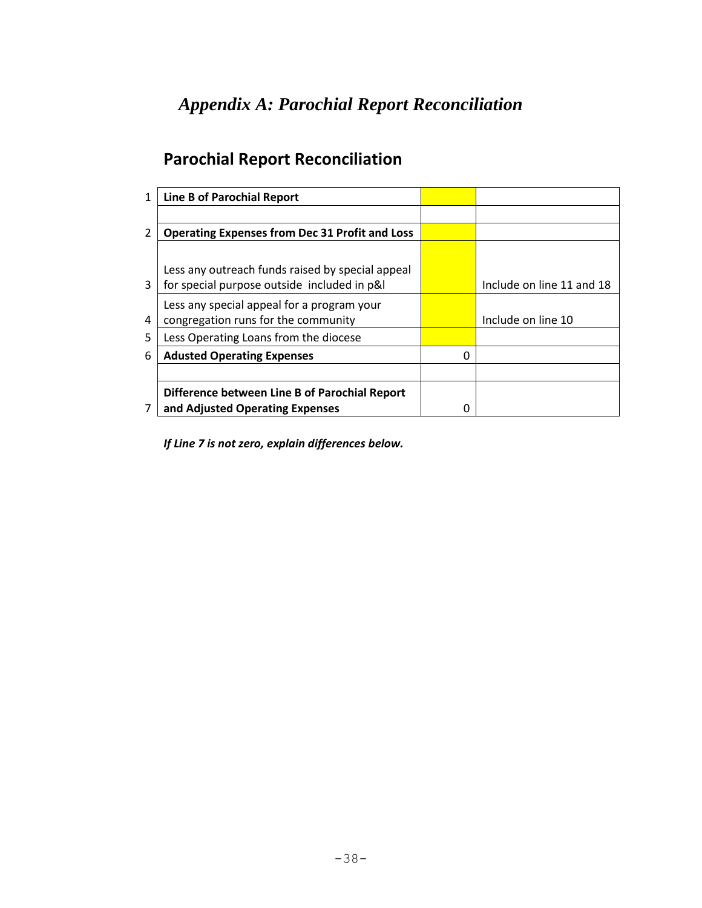## *Appendix A: Parochial Report Reconciliation*

### Parochial Report Reconciliation

| | | | |
|---|---|---|---|
| 1 | **Line B of Parochial Report** | | |
| | | | |
| 2 | **Operating Expenses from Dec 31 Profit and Loss** | | |
| 3 | Less any outreach funds raised by special appeal for special purpose outside included in p&l | | Include on line 11 and 18 |
| 4 | Less any special appeal for a program your congregation runs for the community | | Include on line 10 |
| 5 | Less Operating Loans from the diocese | | |
| 6 | **Adusted Operating Expenses** | 0 | |
| | | | |
| 7 | **Difference between Line B of Parochial Report and Adjusted Operating Expenses** | 0 | |

***If Line 7 is not zero, explain differences below.***